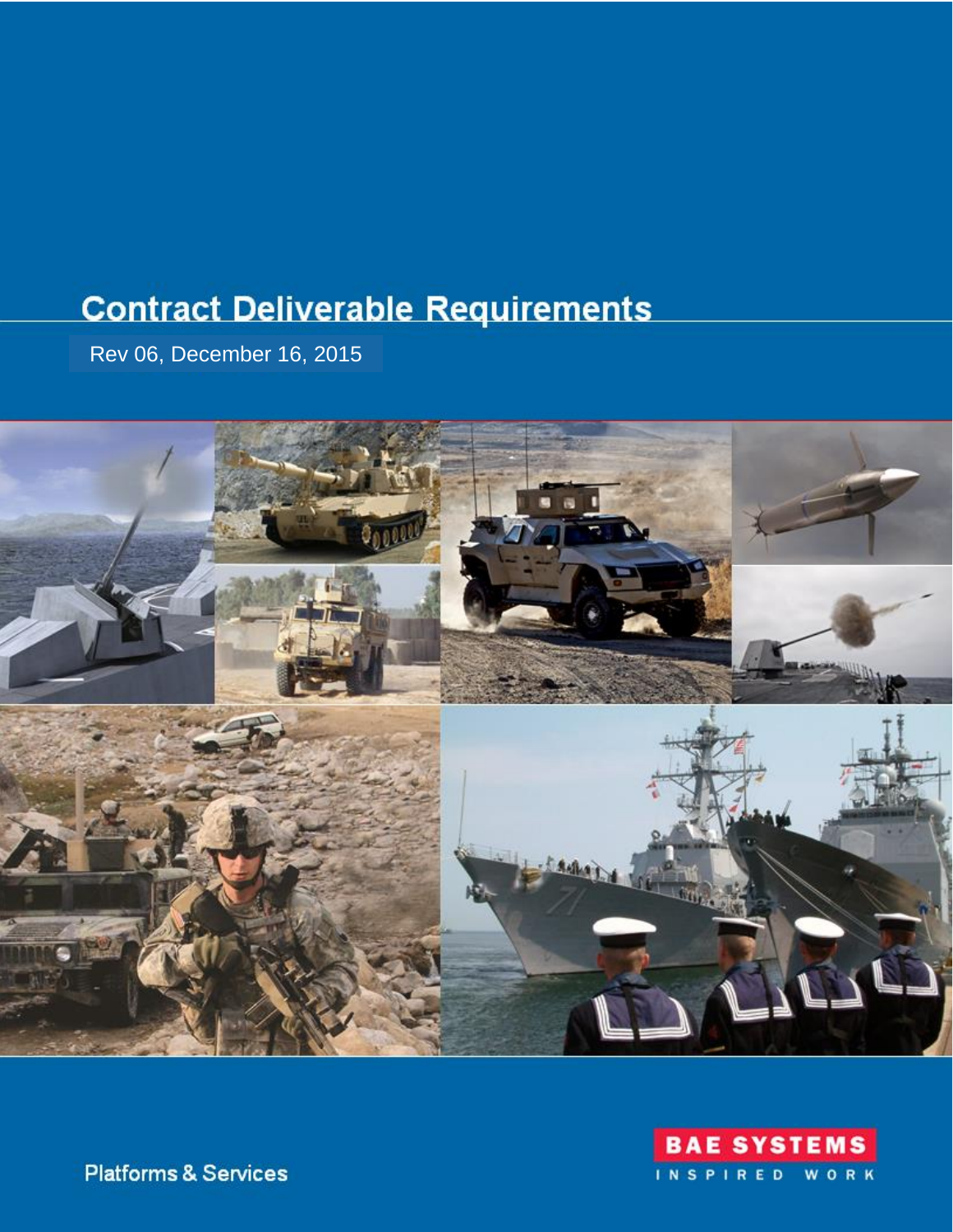# Contract Deliverable Requirements

Rev 06, December 16, 2015

Platforms & Services

BAE SYSTEMS

INSPIRED WORK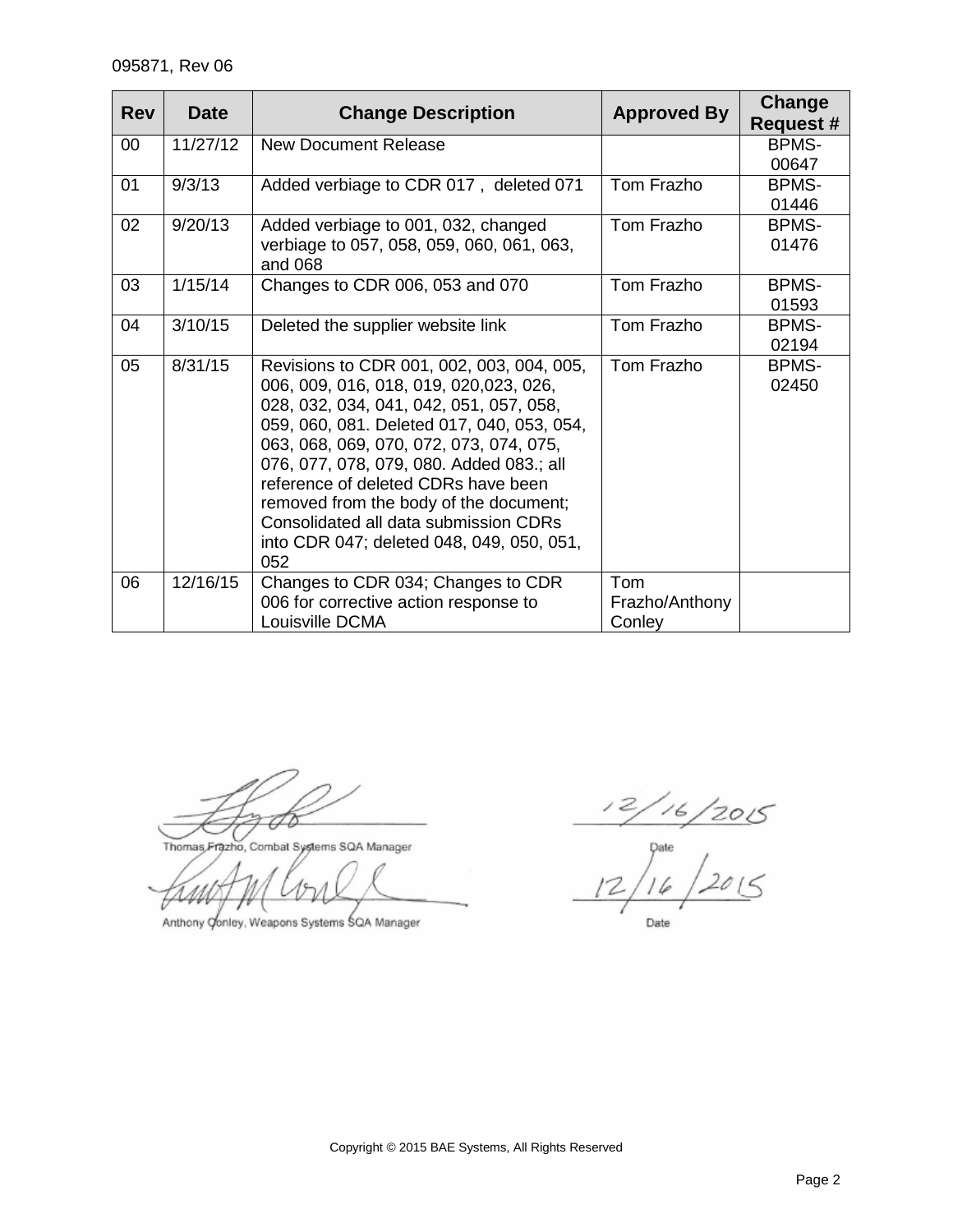095871, Rev 06

| Rev | Date | Change Description | Approved By | Change Request # |
|---|---|---|---|---|
| 00 | 11/27/12 | New Document Release | | BPMS-00647 |
| 01 | 9/3/13 | Added verbiage to CDR 017 , deleted 071 | Tom Frazho | BPMS-01446 |
| 02 | 9/20/13 | Added verbiage to 001, 032, changed verbiage to 057, 058, 059, 060, 061, 063, and 068 | Tom Frazho | BPMS-01476 |
| 03 | 1/15/14 | Changes to CDR 006, 053 and 070 | Tom Frazho | BPMS-01593 |
| 04 | 3/10/15 | Deleted the supplier website link | Tom Frazho | BPMS-02194 |
| 05 | 8/31/15 | Revisions to CDR 001, 002, 003, 004, 005, 006, 009, 016, 018, 019, 020,023, 026, 028, 032, 034, 041, 042, 051, 057, 058, 059, 060, 081. Deleted 017, 040, 053, 054, 063, 068, 069, 070, 072, 073, 074, 075, 076, 077, 078, 079, 080. Added 083.; all reference of deleted CDRs have been removed from the body of the document; Consolidated all data submission CDRs into CDR 047; deleted 048, 049, 050, 051, 052 | Tom Frazho | BPMS-02450 |
| 06 | 12/16/15 | Changes to CDR 034; Changes to CDR 006 for corrective action response to Louisville DCMA | Tom Frazho/Anthony Conley | |

Thomas Frazho, Combat Systems SQA Manager — Date: 12/16/2015

Anthony Conley, Weapons Systems SQA Manager — Date: 12/16/2015

Copyright © 2015 BAE Systems, All Rights Reserved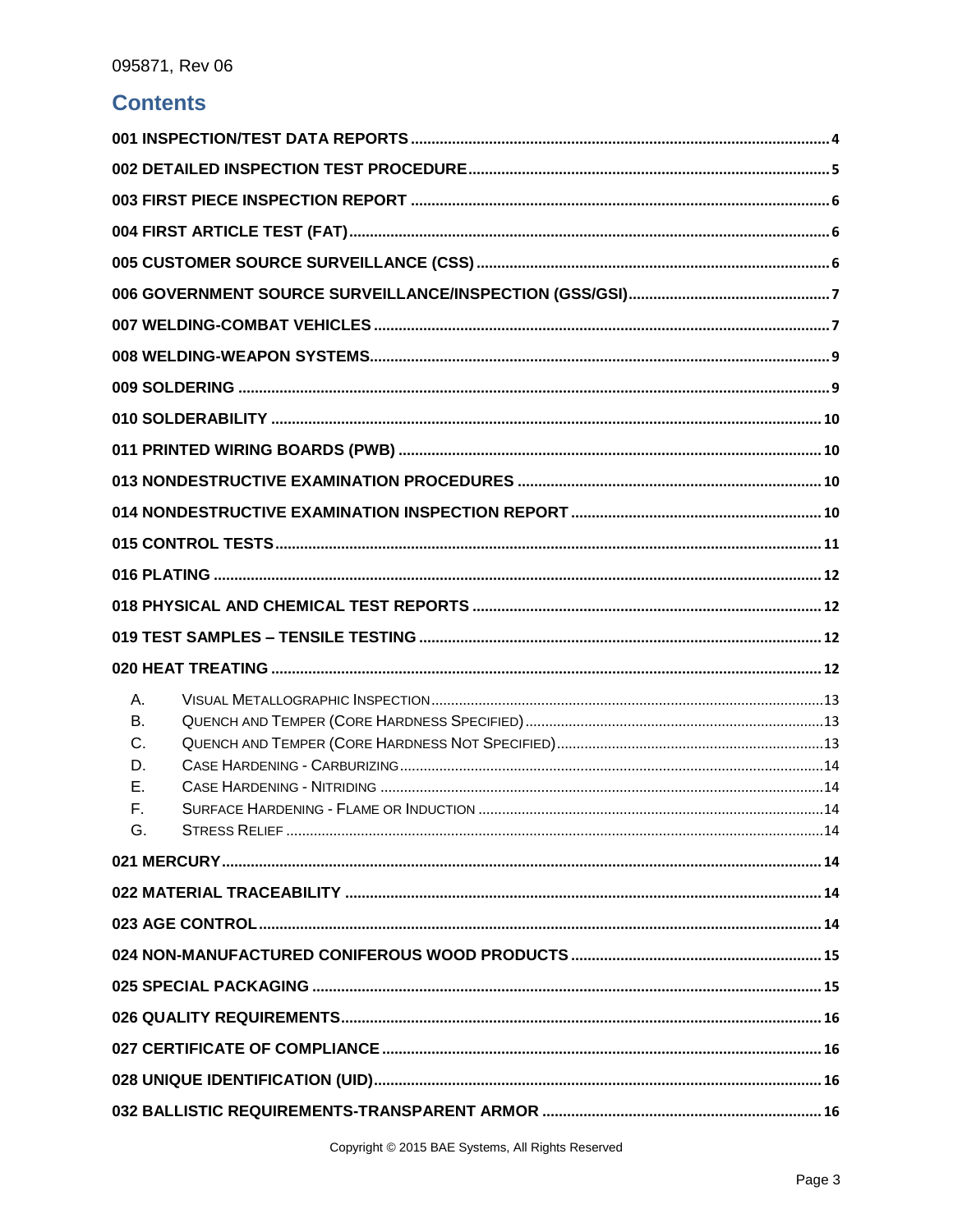## Contents

001 INSPECTION/TEST DATA REPORTS ..... 4
002 DETAILED INSPECTION TEST PROCEDURE ..... 5
003 FIRST PIECE INSPECTION REPORT ..... 6
004 FIRST ARTICLE TEST (FAT) ..... 6
005 CUSTOMER SOURCE SURVEILLANCE (CSS) ..... 6
006 GOVERNMENT SOURCE SURVEILLANCE/INSPECTION (GSS/GSI) ..... 7
007 WELDING-COMBAT VEHICLES ..... 7
008 WELDING-WEAPON SYSTEMS ..... 9
009 SOLDERING ..... 9
010 SOLDERABILITY ..... 10
011 PRINTED WIRING BOARDS (PWB) ..... 10
013 NONDESTRUCTIVE EXAMINATION PROCEDURES ..... 10
014 NONDESTRUCTIVE EXAMINATION INSPECTION REPORT ..... 10
015 CONTROL TESTS ..... 11
016 PLATING ..... 12
018 PHYSICAL AND CHEMICAL TEST REPORTS ..... 12
019 TEST SAMPLES – TENSILE TESTING ..... 12
020 HEAT TREATING ..... 12
- A. Visual Metallographic Inspection ..... 13
- B. Quench and Temper (Core Hardness Specified) ..... 13
- C. Quench and Temper (Core Hardness Not Specified) ..... 13
- D. Case Hardening - Carburizing ..... 14
- E. Case Hardening - Nitriding ..... 14
- F. Surface Hardening - Flame or Induction ..... 14
- G. Stress Relief ..... 14

021 MERCURY ..... 14
022 MATERIAL TRACEABILITY ..... 14
023 AGE CONTROL ..... 14
024 NON-MANUFACTURED CONIFEROUS WOOD PRODUCTS ..... 15
025 SPECIAL PACKAGING ..... 15
026 QUALITY REQUIREMENTS ..... 16
027 CERTIFICATE OF COMPLIANCE ..... 16
028 UNIQUE IDENTIFICATION (UID) ..... 16
032 BALLISTIC REQUIREMENTS-TRANSPARENT ARMOR ..... 16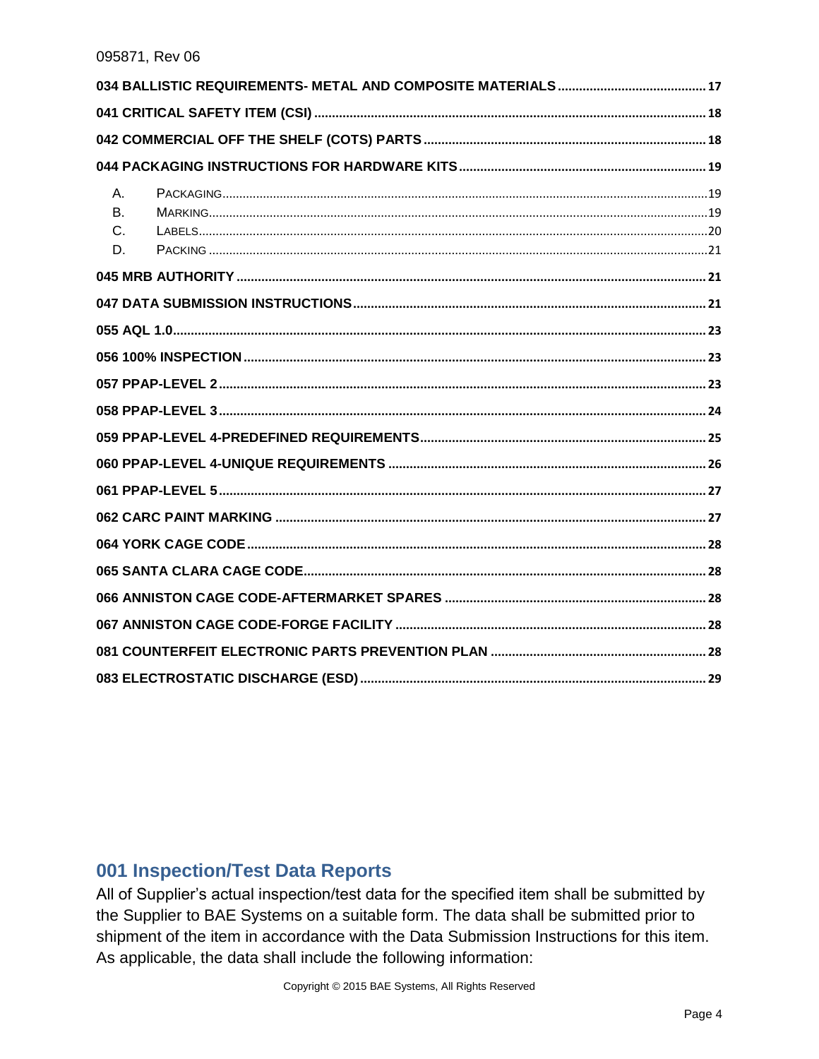**034 BALLISTIC REQUIREMENTS- METAL AND COMPOSITE MATERIALS** .......... 17

**041 CRITICAL SAFETY ITEM (CSI)** .......... 18

**042 COMMERCIAL OFF THE SHELF (COTS) PARTS** .......... 18

**044 PACKAGING INSTRUCTIONS FOR HARDWARE KITS** .......... 19

- A. PACKAGING .......... 19
- B. MARKING .......... 19
- C. LABELS .......... 20
- D. PACKING .......... 21

**045 MRB AUTHORITY** .......... 21

**047 DATA SUBMISSION INSTRUCTIONS** .......... 21

**055 AQL 1.0** .......... 23

**056 100% INSPECTION** .......... 23

**057 PPAP-LEVEL 2** .......... 23

**058 PPAP-LEVEL 3** .......... 24

**059 PPAP-LEVEL 4-PREDEFINED REQUIREMENTS** .......... 25

**060 PPAP-LEVEL 4-UNIQUE REQUIREMENTS** .......... 26

**061 PPAP-LEVEL 5** .......... 27

**062 CARC PAINT MARKING** .......... 27

**064 YORK CAGE CODE** .......... 28

**065 SANTA CLARA CAGE CODE** .......... 28

**066 ANNISTON CAGE CODE-AFTERMARKET SPARES** .......... 28

**067 ANNISTON CAGE CODE-FORGE FACILITY** .......... 28

**081 COUNTERFEIT ELECTRONIC PARTS PREVENTION PLAN** .......... 28

**083 ELECTROSTATIC DISCHARGE (ESD)** .......... 29

## 001 Inspection/Test Data Reports

All of Supplier's actual inspection/test data for the specified item shall be submitted by the Supplier to BAE Systems on a suitable form. The data shall be submitted prior to shipment of the item in accordance with the Data Submission Instructions for this item. As applicable, the data shall include the following information: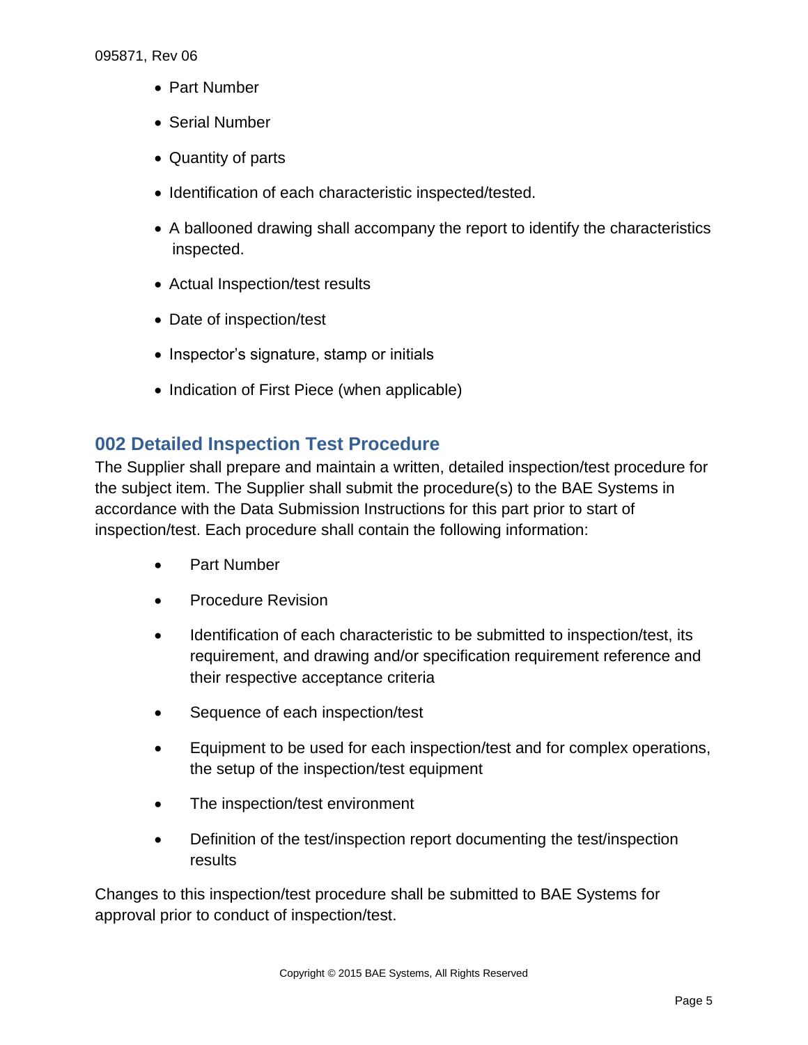- Part Number
- Serial Number
- Quantity of parts
- Identification of each characteristic inspected/tested.
- A ballooned drawing shall accompany the report to identify the characteristics inspected.
- Actual Inspection/test results
- Date of inspection/test
- Inspector's signature, stamp or initials
- Indication of First Piece (when applicable)

## 002 Detailed Inspection Test Procedure

The Supplier shall prepare and maintain a written, detailed inspection/test procedure for the subject item. The Supplier shall submit the procedure(s) to the BAE Systems in accordance with the Data Submission Instructions for this part prior to start of inspection/test. Each procedure shall contain the following information:

- Part Number
- Procedure Revision
- Identification of each characteristic to be submitted to inspection/test, its requirement, and drawing and/or specification requirement reference and their respective acceptance criteria
- Sequence of each inspection/test
- Equipment to be used for each inspection/test and for complex operations, the setup of the inspection/test equipment
- The inspection/test environment
- Definition of the test/inspection report documenting the test/inspection results

Changes to this inspection/test procedure shall be submitted to BAE Systems for approval prior to conduct of inspection/test.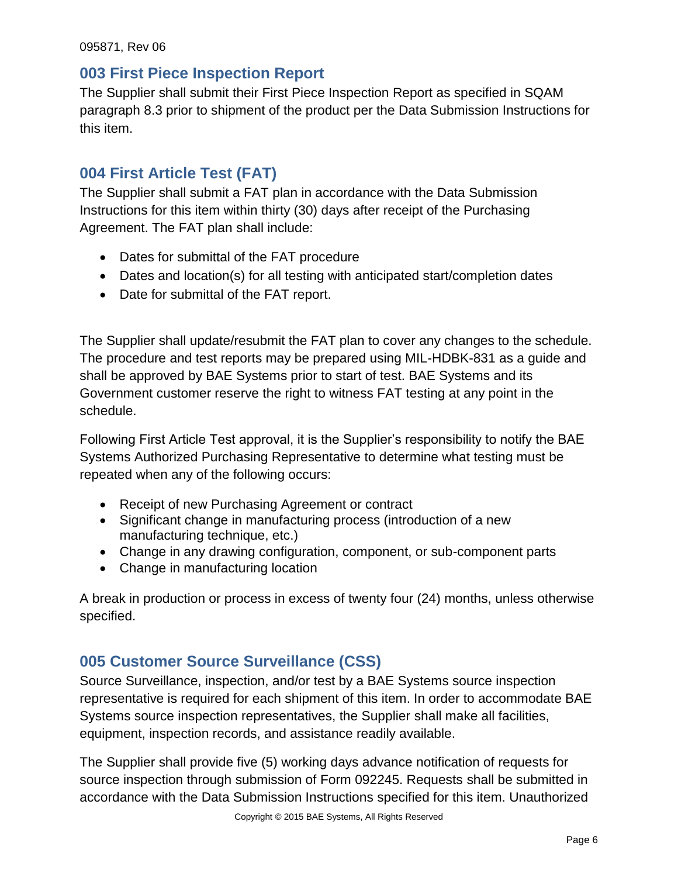## 003 First Piece Inspection Report

The Supplier shall submit their First Piece Inspection Report as specified in SQAM paragraph 8.3 prior to shipment of the product per the Data Submission Instructions for this item.

## 004 First Article Test (FAT)

The Supplier shall submit a FAT plan in accordance with the Data Submission Instructions for this item within thirty (30) days after receipt of the Purchasing Agreement. The FAT plan shall include:

- Dates for submittal of the FAT procedure
- Dates and location(s) for all testing with anticipated start/completion dates
- Date for submittal of the FAT report.

The Supplier shall update/resubmit the FAT plan to cover any changes to the schedule. The procedure and test reports may be prepared using MIL-HDBK-831 as a guide and shall be approved by BAE Systems prior to start of test. BAE Systems and its Government customer reserve the right to witness FAT testing at any point in the schedule.

Following First Article Test approval, it is the Supplier's responsibility to notify the BAE Systems Authorized Purchasing Representative to determine what testing must be repeated when any of the following occurs:

- Receipt of new Purchasing Agreement or contract
- Significant change in manufacturing process (introduction of a new manufacturing technique, etc.)
- Change in any drawing configuration, component, or sub-component parts
- Change in manufacturing location

A break in production or process in excess of twenty four (24) months, unless otherwise specified.

## 005 Customer Source Surveillance (CSS)

Source Surveillance, inspection, and/or test by a BAE Systems source inspection representative is required for each shipment of this item. In order to accommodate BAE Systems source inspection representatives, the Supplier shall make all facilities, equipment, inspection records, and assistance readily available.

The Supplier shall provide five (5) working days advance notification of requests for source inspection through submission of Form 092245. Requests shall be submitted in accordance with the Data Submission Instructions specified for this item. Unauthorized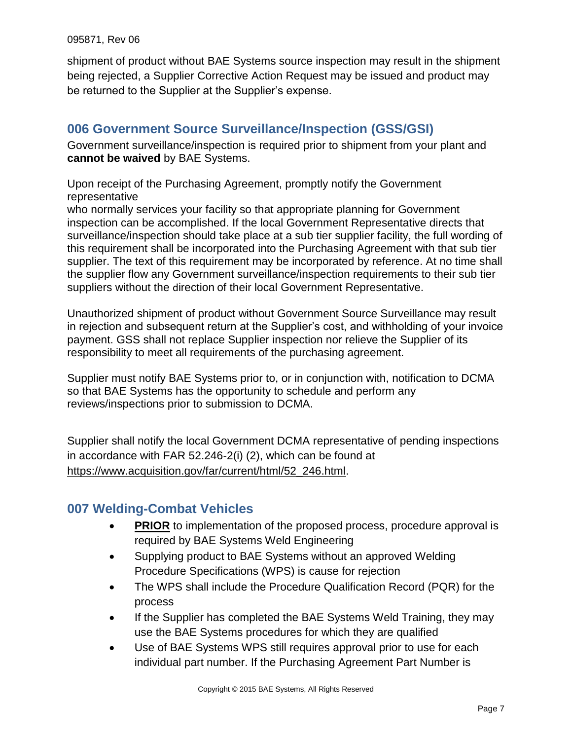shipment of product without BAE Systems source inspection may result in the shipment being rejected, a Supplier Corrective Action Request may be issued and product may be returned to the Supplier at the Supplier's expense.

## 006 Government Source Surveillance/Inspection (GSS/GSI)

Government surveillance/inspection is required prior to shipment from your plant and **cannot be waived** by BAE Systems.

Upon receipt of the Purchasing Agreement, promptly notify the Government representative
who normally services your facility so that appropriate planning for Government inspection can be accomplished. If the local Government Representative directs that surveillance/inspection should take place at a sub tier supplier facility, the full wording of this requirement shall be incorporated into the Purchasing Agreement with that sub tier supplier. The text of this requirement may be incorporated by reference. At no time shall the supplier flow any Government surveillance/inspection requirements to their sub tier suppliers without the direction of their local Government Representative.

Unauthorized shipment of product without Government Source Surveillance may result in rejection and subsequent return at the Supplier's cost, and withholding of your invoice payment. GSS shall not replace Supplier inspection nor relieve the Supplier of its responsibility to meet all requirements of the purchasing agreement.

Supplier must notify BAE Systems prior to, or in conjunction with, notification to DCMA so that BAE Systems has the opportunity to schedule and perform any reviews/inspections prior to submission to DCMA.

Supplier shall notify the local Government DCMA representative of pending inspections in accordance with FAR 52.246-2(i) (2), which can be found at https://www.acquisition.gov/far/current/html/52_246.html.

## 007 Welding-Combat Vehicles

- **PRIOR** to implementation of the proposed process, procedure approval is required by BAE Systems Weld Engineering
- Supplying product to BAE Systems without an approved Welding Procedure Specifications (WPS) is cause for rejection
- The WPS shall include the Procedure Qualification Record (PQR) for the process
- If the Supplier has completed the BAE Systems Weld Training, they may use the BAE Systems procedures for which they are qualified
- Use of BAE Systems WPS still requires approval prior to use for each individual part number. If the Purchasing Agreement Part Number is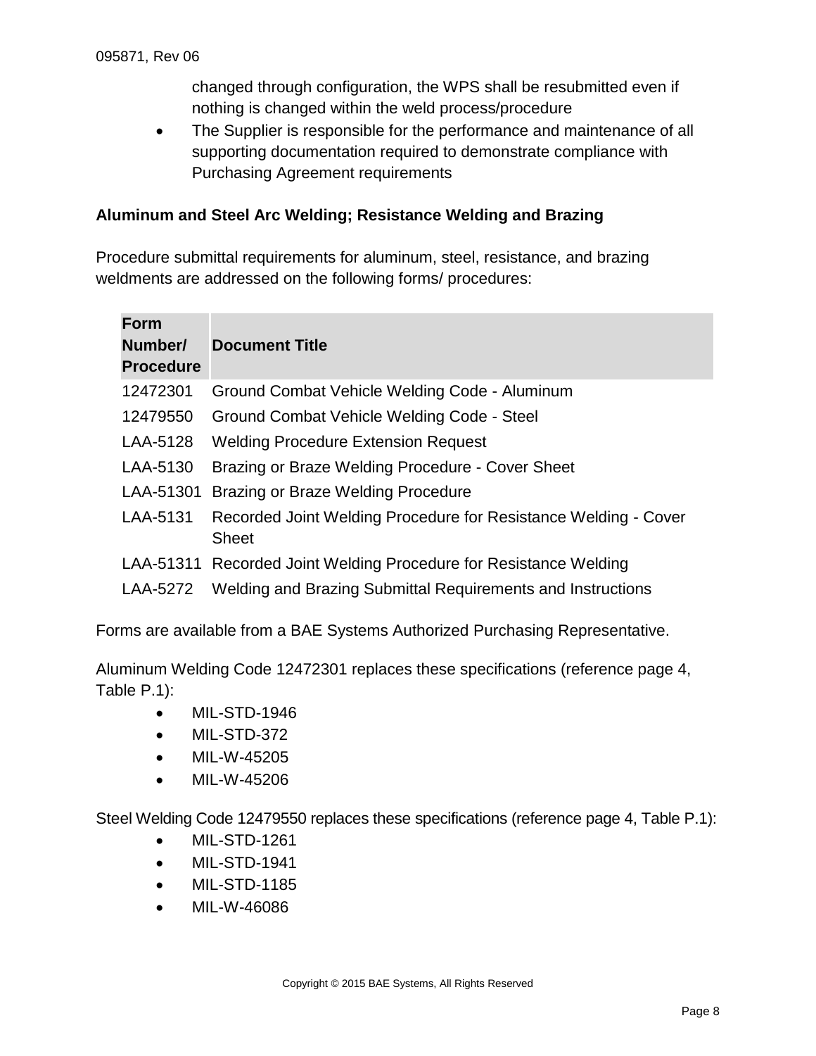changed through configuration, the WPS shall be resubmitted even if nothing is changed within the weld process/procedure

- The Supplier is responsible for the performance and maintenance of all supporting documentation required to demonstrate compliance with Purchasing Agreement requirements

### Aluminum and Steel Arc Welding; Resistance Welding and Brazing

Procedure submittal requirements for aluminum, steel, resistance, and brazing weldments are addressed on the following forms/ procedures:

| Form Number/ Procedure | Document Title |
|---|---|
| 12472301 | Ground Combat Vehicle Welding Code - Aluminum |
| 12479550 | Ground Combat Vehicle Welding Code - Steel |
| LAA-5128 | Welding Procedure Extension Request |
| LAA-5130 | Brazing or Braze Welding Procedure - Cover Sheet |
| LAA-51301 | Brazing or Braze Welding Procedure |
| LAA-5131 | Recorded Joint Welding Procedure for Resistance Welding - Cover Sheet |
| LAA-51311 | Recorded Joint Welding Procedure for Resistance Welding |
| LAA-5272 | Welding and Brazing Submittal Requirements and Instructions |

Forms are available from a BAE Systems Authorized Purchasing Representative.

Aluminum Welding Code 12472301 replaces these specifications (reference page 4, Table P.1):

- MIL-STD-1946
- MIL-STD-372
- MIL-W-45205
- MIL-W-45206

Steel Welding Code 12479550 replaces these specifications (reference page 4, Table P.1):

- MIL-STD-1261
- MIL-STD-1941
- MIL-STD-1185
- MIL-W-46086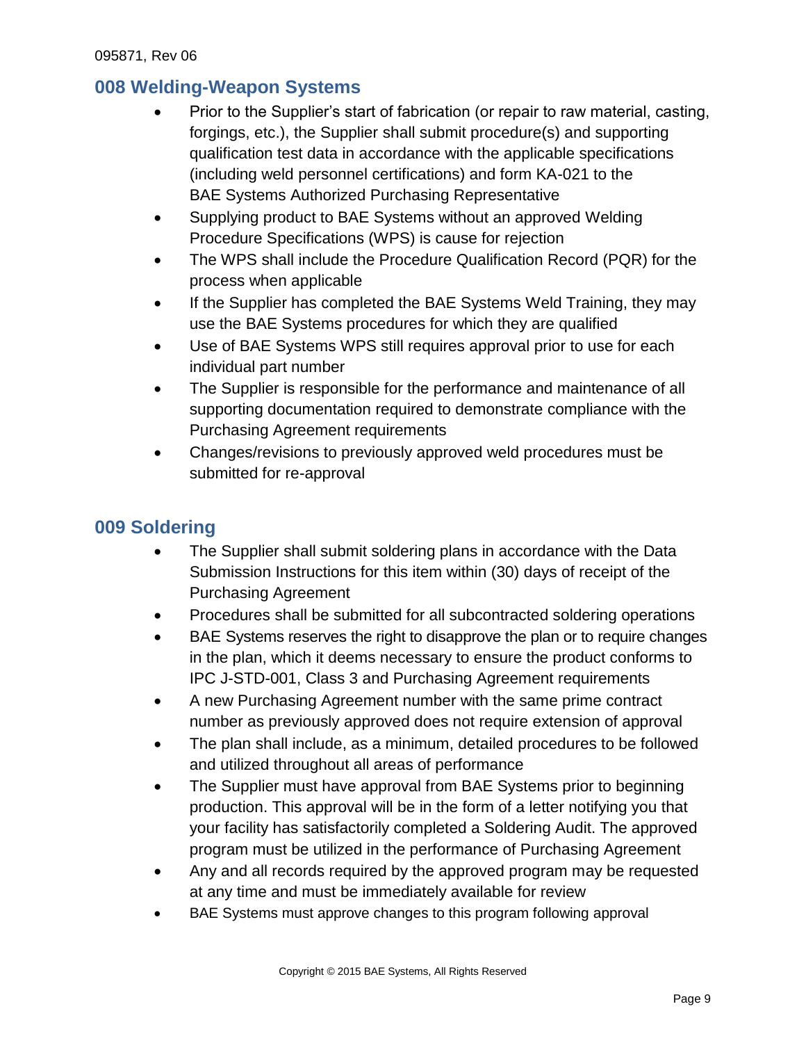## 008 Welding-Weapon Systems

- Prior to the Supplier's start of fabrication (or repair to raw material, casting, forgings, etc.), the Supplier shall submit procedure(s) and supporting qualification test data in accordance with the applicable specifications (including weld personnel certifications) and form KA-021 to the BAE Systems Authorized Purchasing Representative
- Supplying product to BAE Systems without an approved Welding Procedure Specifications (WPS) is cause for rejection
- The WPS shall include the Procedure Qualification Record (PQR) for the process when applicable
- If the Supplier has completed the BAE Systems Weld Training, they may use the BAE Systems procedures for which they are qualified
- Use of BAE Systems WPS still requires approval prior to use for each individual part number
- The Supplier is responsible for the performance and maintenance of all supporting documentation required to demonstrate compliance with the Purchasing Agreement requirements
- Changes/revisions to previously approved weld procedures must be submitted for re-approval

## 009 Soldering

- The Supplier shall submit soldering plans in accordance with the Data Submission Instructions for this item within (30) days of receipt of the Purchasing Agreement
- Procedures shall be submitted for all subcontracted soldering operations
- BAE Systems reserves the right to disapprove the plan or to require changes in the plan, which it deems necessary to ensure the product conforms to IPC J-STD-001, Class 3 and Purchasing Agreement requirements
- A new Purchasing Agreement number with the same prime contract number as previously approved does not require extension of approval
- The plan shall include, as a minimum, detailed procedures to be followed and utilized throughout all areas of performance
- The Supplier must have approval from BAE Systems prior to beginning production. This approval will be in the form of a letter notifying you that your facility has satisfactorily completed a Soldering Audit. The approved program must be utilized in the performance of Purchasing Agreement
- Any and all records required by the approved program may be requested at any time and must be immediately available for review
- BAE Systems must approve changes to this program following approval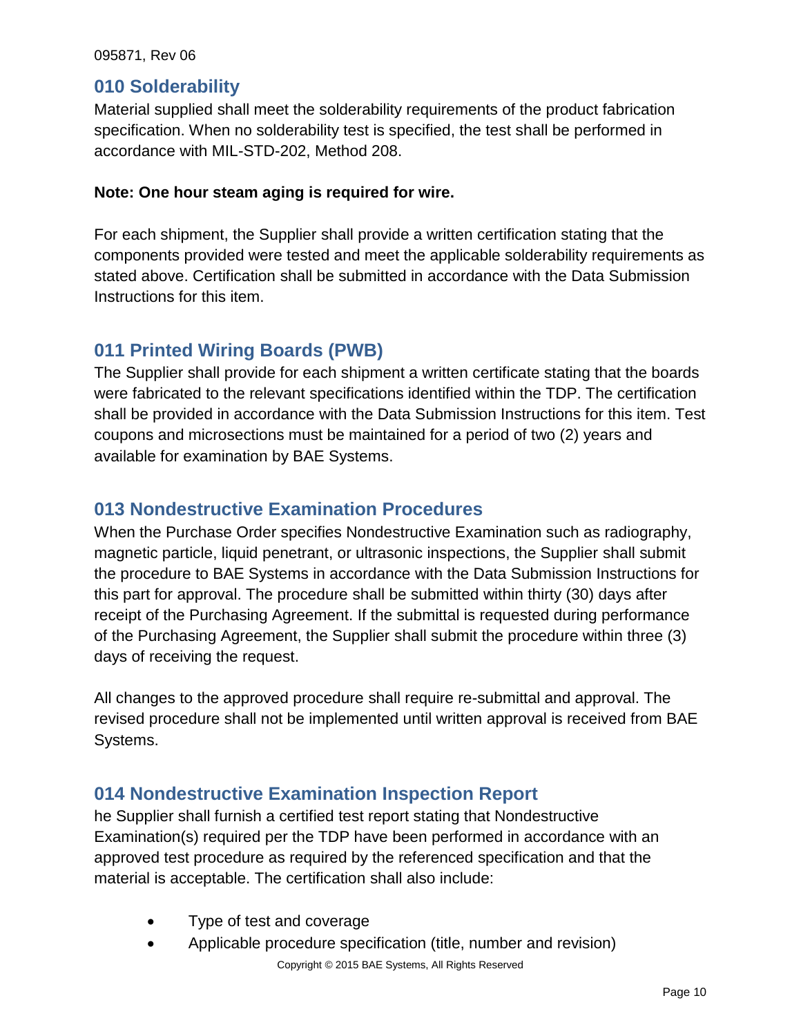## 010 Solderability

Material supplied shall meet the solderability requirements of the product fabrication specification. When no solderability test is specified, the test shall be performed in accordance with MIL-STD-202, Method 208.

**Note: One hour steam aging is required for wire.**

For each shipment, the Supplier shall provide a written certification stating that the components provided were tested and meet the applicable solderability requirements as stated above. Certification shall be submitted in accordance with the Data Submission Instructions for this item.

## 011 Printed Wiring Boards (PWB)

The Supplier shall provide for each shipment a written certificate stating that the boards were fabricated to the relevant specifications identified within the TDP. The certification shall be provided in accordance with the Data Submission Instructions for this item. Test coupons and microsections must be maintained for a period of two (2) years and available for examination by BAE Systems.

## 013 Nondestructive Examination Procedures

When the Purchase Order specifies Nondestructive Examination such as radiography, magnetic particle, liquid penetrant, or ultrasonic inspections, the Supplier shall submit the procedure to BAE Systems in accordance with the Data Submission Instructions for this part for approval. The procedure shall be submitted within thirty (30) days after receipt of the Purchasing Agreement. If the submittal is requested during performance of the Purchasing Agreement, the Supplier shall submit the procedure within three (3) days of receiving the request.

All changes to the approved procedure shall require re-submittal and approval. The revised procedure shall not be implemented until written approval is received from BAE Systems.

## 014 Nondestructive Examination Inspection Report

he Supplier shall furnish a certified test report stating that Nondestructive Examination(s) required per the TDP have been performed in accordance with an approved test procedure as required by the referenced specification and that the material is acceptable. The certification shall also include:

- Type of test and coverage
- Applicable procedure specification (title, number and revision)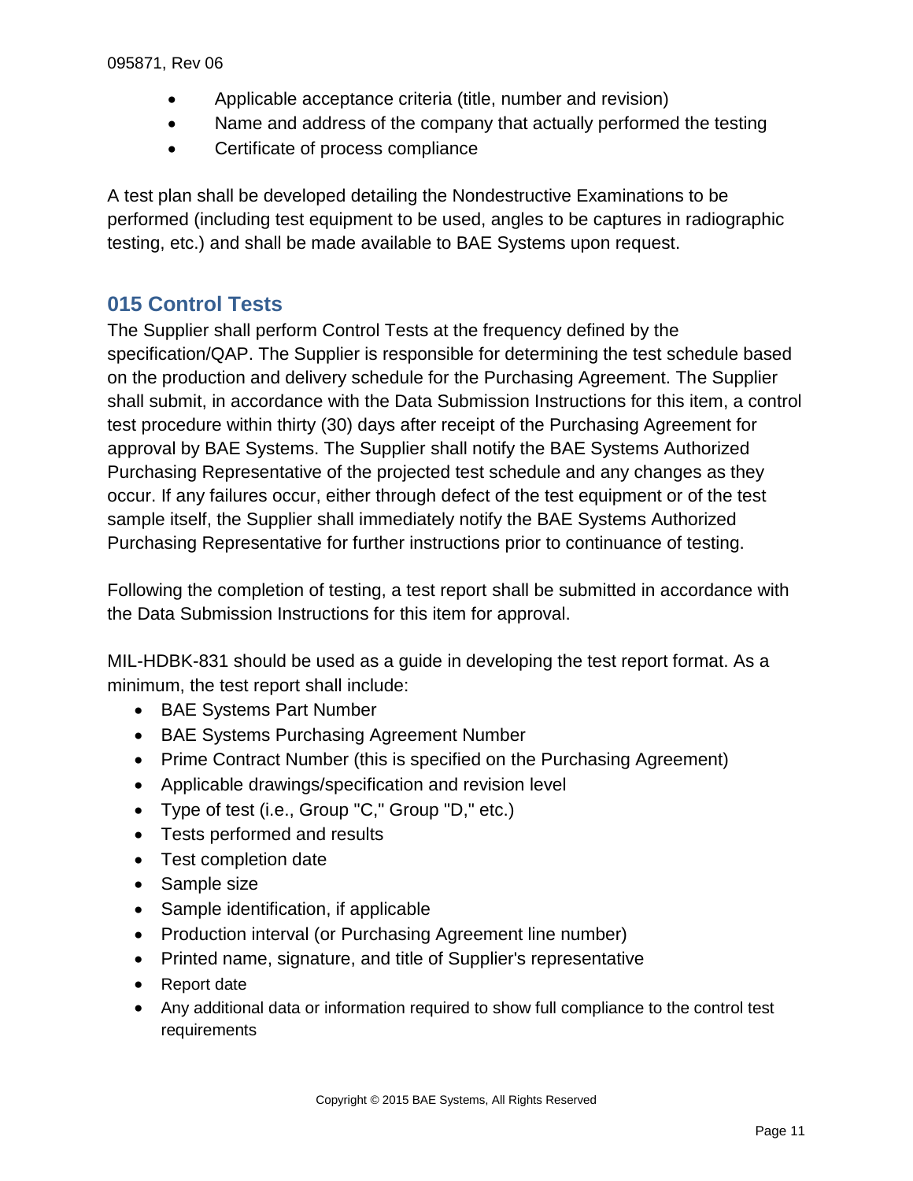- Applicable acceptance criteria (title, number and revision)
- Name and address of the company that actually performed the testing
- Certificate of process compliance

A test plan shall be developed detailing the Nondestructive Examinations to be performed (including test equipment to be used, angles to be captures in radiographic testing, etc.) and shall be made available to BAE Systems upon request.

## 015 Control Tests

The Supplier shall perform Control Tests at the frequency defined by the specification/QAP. The Supplier is responsible for determining the test schedule based on the production and delivery schedule for the Purchasing Agreement. The Supplier shall submit, in accordance with the Data Submission Instructions for this item, a control test procedure within thirty (30) days after receipt of the Purchasing Agreement for approval by BAE Systems. The Supplier shall notify the BAE Systems Authorized Purchasing Representative of the projected test schedule and any changes as they occur. If any failures occur, either through defect of the test equipment or of the test sample itself, the Supplier shall immediately notify the BAE Systems Authorized Purchasing Representative for further instructions prior to continuance of testing.

Following the completion of testing, a test report shall be submitted in accordance with the Data Submission Instructions for this item for approval.

MIL-HDBK-831 should be used as a guide in developing the test report format. As a minimum, the test report shall include:

- BAE Systems Part Number
- BAE Systems Purchasing Agreement Number
- Prime Contract Number (this is specified on the Purchasing Agreement)
- Applicable drawings/specification and revision level
- Type of test (i.e., Group "C," Group "D," etc.)
- Tests performed and results
- Test completion date
- Sample size
- Sample identification, if applicable
- Production interval (or Purchasing Agreement line number)
- Printed name, signature, and title of Supplier's representative
- Report date
- Any additional data or information required to show full compliance to the control test requirements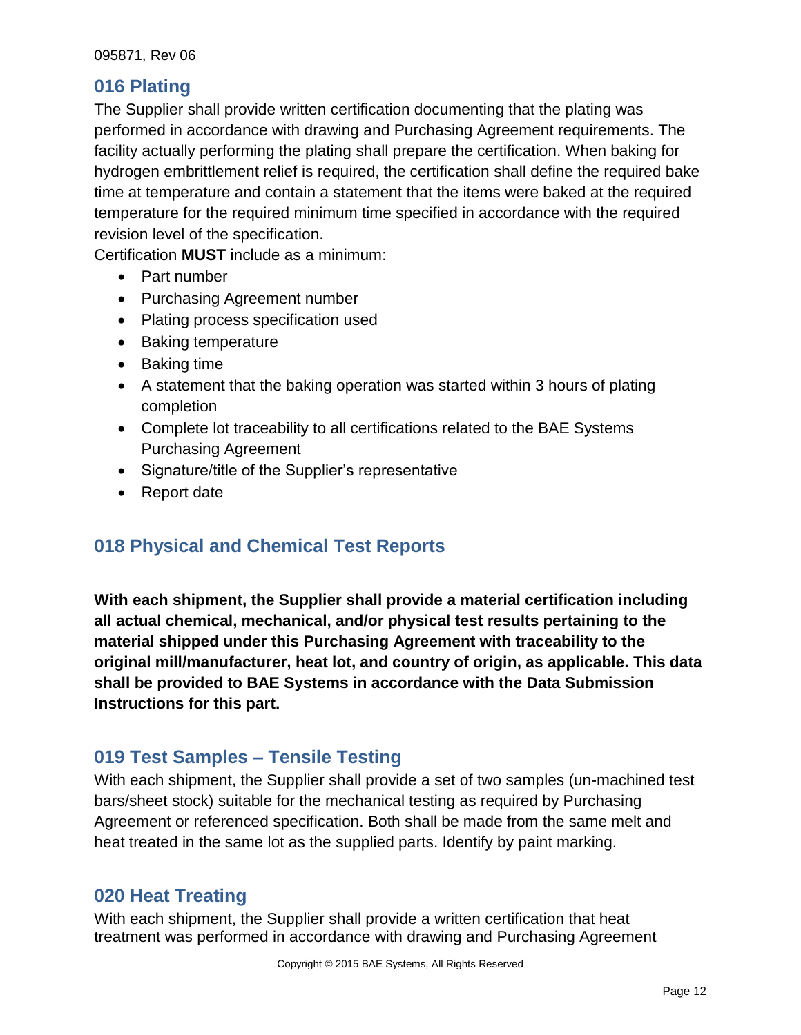## 016 Plating

The Supplier shall provide written certification documenting that the plating was performed in accordance with drawing and Purchasing Agreement requirements. The facility actually performing the plating shall prepare the certification. When baking for hydrogen embrittlement relief is required, the certification shall define the required bake time at temperature and contain a statement that the items were baked at the required temperature for the required minimum time specified in accordance with the required revision level of the specification.

Certification **MUST** include as a minimum:

- Part number
- Purchasing Agreement number
- Plating process specification used
- Baking temperature
- Baking time
- A statement that the baking operation was started within 3 hours of plating completion
- Complete lot traceability to all certifications related to the BAE Systems Purchasing Agreement
- Signature/title of the Supplier's representative
- Report date

## 018 Physical and Chemical Test Reports

**With each shipment, the Supplier shall provide a material certification including all actual chemical, mechanical, and/or physical test results pertaining to the material shipped under this Purchasing Agreement with traceability to the original mill/manufacturer, heat lot, and country of origin, as applicable. This data shall be provided to BAE Systems in accordance with the Data Submission Instructions for this part.**

## 019 Test Samples – Tensile Testing

With each shipment, the Supplier shall provide a set of two samples (un-machined test bars/sheet stock) suitable for the mechanical testing as required by Purchasing Agreement or referenced specification. Both shall be made from the same melt and heat treated in the same lot as the supplied parts. Identify by paint marking.

## 020 Heat Treating

With each shipment, the Supplier shall provide a written certification that heat treatment was performed in accordance with drawing and Purchasing Agreement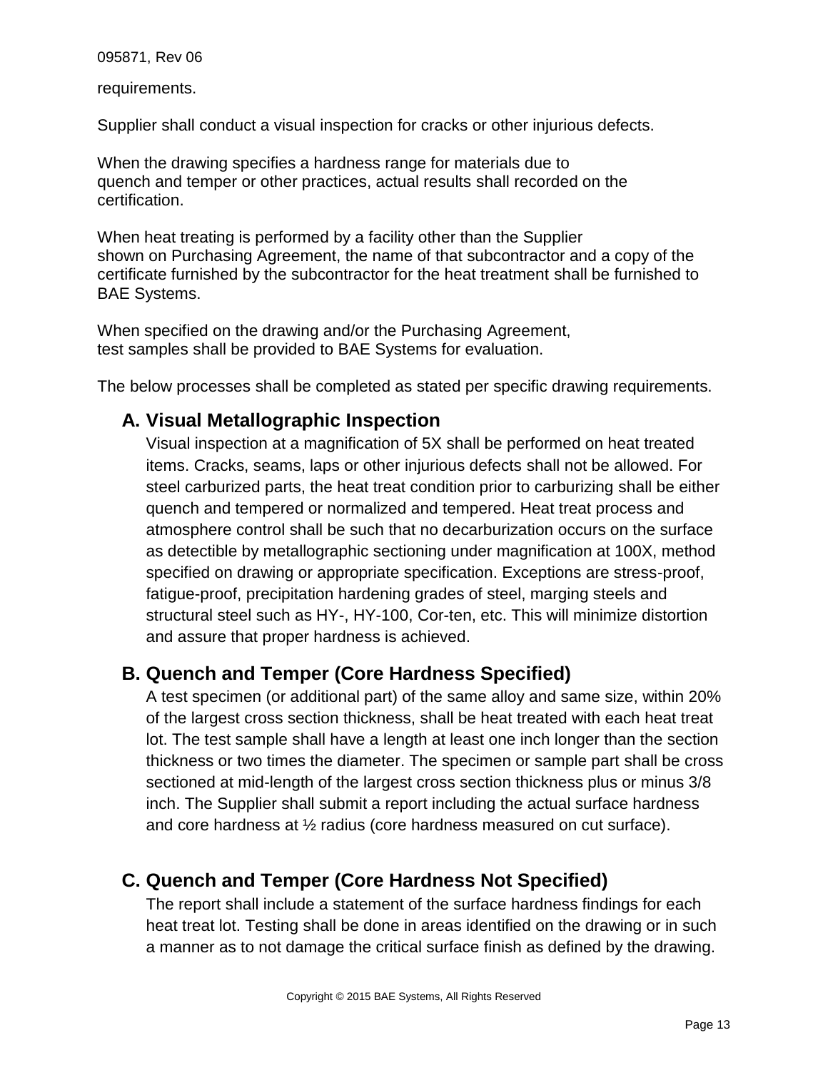requirements.

Supplier shall conduct a visual inspection for cracks or other injurious defects.

When the drawing specifies a hardness range for materials due to quench and temper or other practices, actual results shall recorded on the certification.

When heat treating is performed by a facility other than the Supplier shown on Purchasing Agreement, the name of that subcontractor and a copy of the certificate furnished by the subcontractor for the heat treatment shall be furnished to BAE Systems.

When specified on the drawing and/or the Purchasing Agreement, test samples shall be provided to BAE Systems for evaluation.

The below processes shall be completed as stated per specific drawing requirements.

### A. Visual Metallographic Inspection

Visual inspection at a magnification of 5X shall be performed on heat treated items. Cracks, seams, laps or other injurious defects shall not be allowed. For steel carburized parts, the heat treat condition prior to carburizing shall be either quench and tempered or normalized and tempered. Heat treat process and atmosphere control shall be such that no decarburization occurs on the surface as detectible by metallographic sectioning under magnification at 100X, method specified on drawing or appropriate specification. Exceptions are stress-proof, fatigue-proof, precipitation hardening grades of steel, marging steels and structural steel such as HY-, HY-100, Cor-ten, etc. This will minimize distortion and assure that proper hardness is achieved.

### B. Quench and Temper (Core Hardness Specified)

A test specimen (or additional part) of the same alloy and same size, within 20% of the largest cross section thickness, shall be heat treated with each heat treat lot. The test sample shall have a length at least one inch longer than the section thickness or two times the diameter. The specimen or sample part shall be cross sectioned at mid-length of the largest cross section thickness plus or minus 3/8 inch. The Supplier shall submit a report including the actual surface hardness and core hardness at ½ radius (core hardness measured on cut surface).

### C. Quench and Temper (Core Hardness Not Specified)

The report shall include a statement of the surface hardness findings for each heat treat lot. Testing shall be done in areas identified on the drawing or in such a manner as to not damage the critical surface finish as defined by the drawing.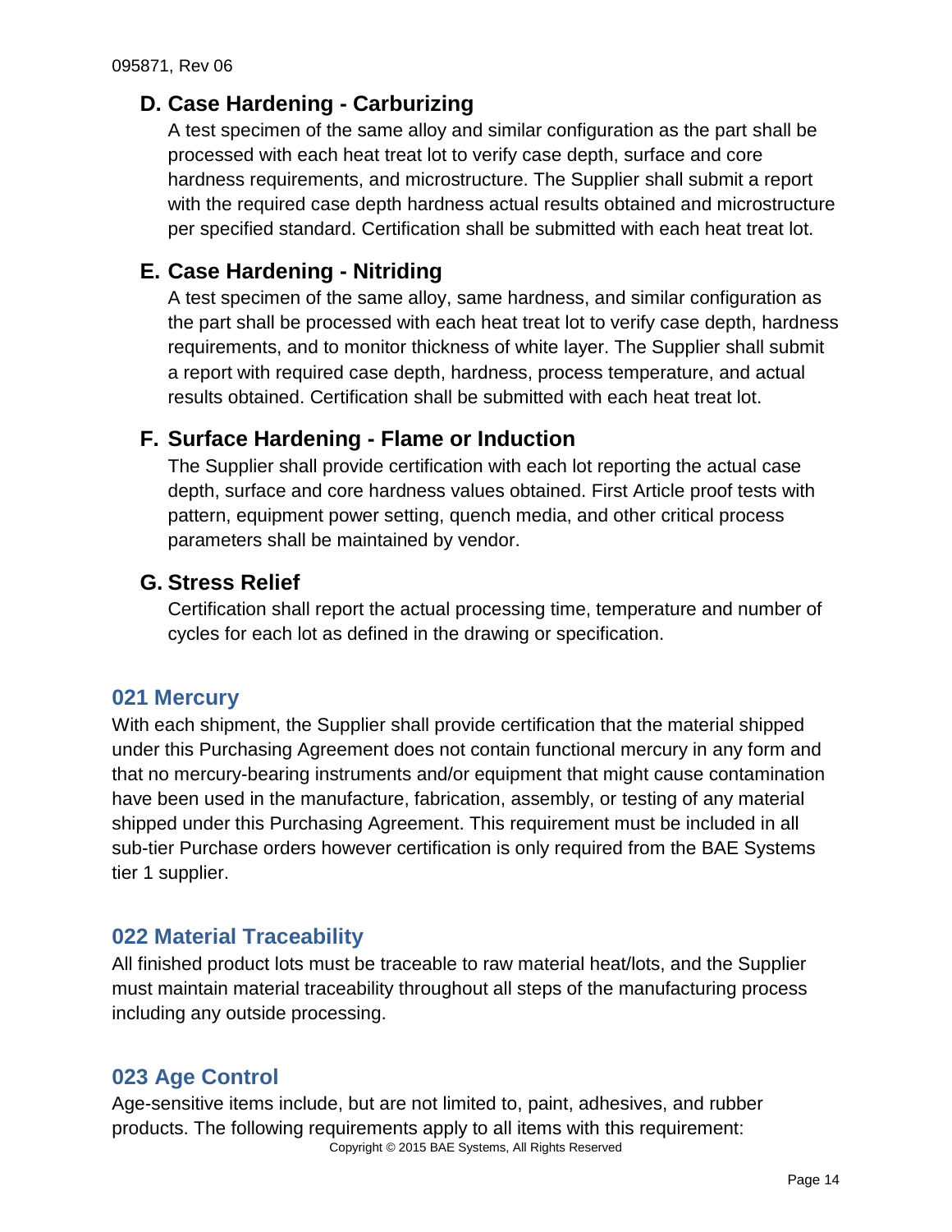### D. Case Hardening - Carburizing

A test specimen of the same alloy and similar configuration as the part shall be processed with each heat treat lot to verify case depth, surface and core hardness requirements, and microstructure. The Supplier shall submit a report with the required case depth hardness actual results obtained and microstructure per specified standard. Certification shall be submitted with each heat treat lot.

### E. Case Hardening - Nitriding

A test specimen of the same alloy, same hardness, and similar configuration as the part shall be processed with each heat treat lot to verify case depth, hardness requirements, and to monitor thickness of white layer. The Supplier shall submit a report with required case depth, hardness, process temperature, and actual results obtained. Certification shall be submitted with each heat treat lot.

### F. Surface Hardening - Flame or Induction

The Supplier shall provide certification with each lot reporting the actual case depth, surface and core hardness values obtained. First Article proof tests with pattern, equipment power setting, quench media, and other critical process parameters shall be maintained by vendor.

### G. Stress Relief

Certification shall report the actual processing time, temperature and number of cycles for each lot as defined in the drawing or specification.

## 021 Mercury

With each shipment, the Supplier shall provide certification that the material shipped under this Purchasing Agreement does not contain functional mercury in any form and that no mercury-bearing instruments and/or equipment that might cause contamination have been used in the manufacture, fabrication, assembly, or testing of any material shipped under this Purchasing Agreement. This requirement must be included in all sub-tier Purchase orders however certification is only required from the BAE Systems tier 1 supplier.

## 022 Material Traceability

All finished product lots must be traceable to raw material heat/lots, and the Supplier must maintain material traceability throughout all steps of the manufacturing process including any outside processing.

## 023 Age Control

Age-sensitive items include, but are not limited to, paint, adhesives, and rubber products. The following requirements apply to all items with this requirement: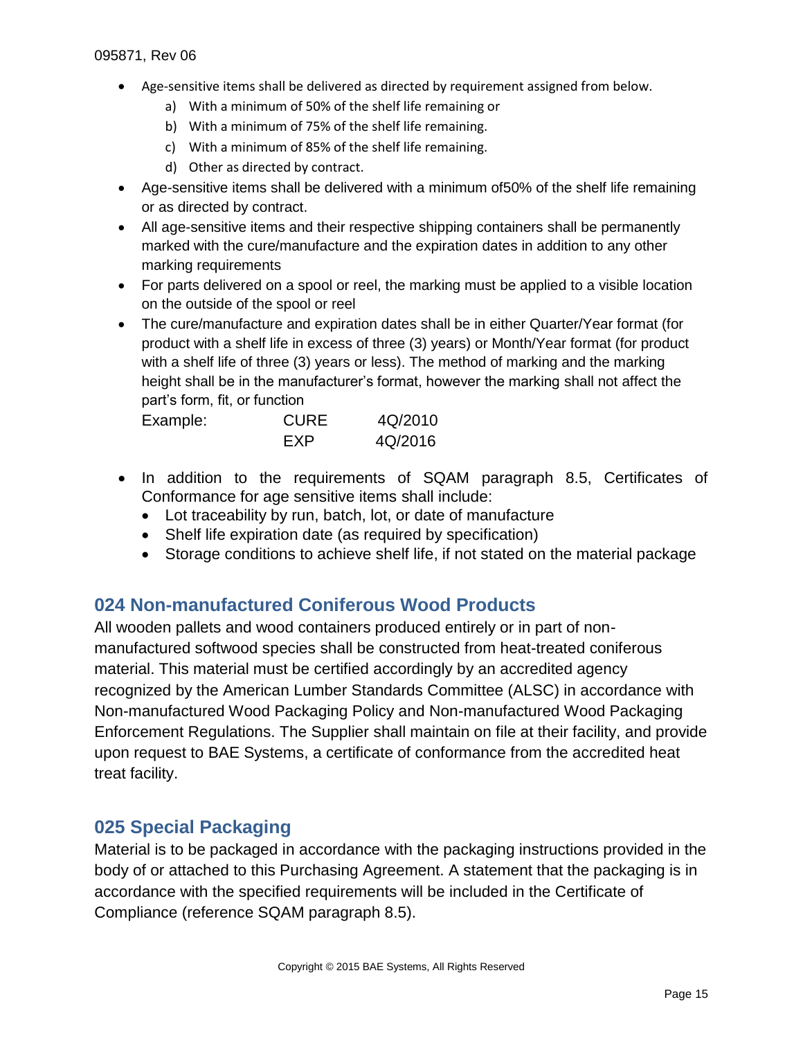- Age-sensitive items shall be delivered as directed by requirement assigned from below.
    a) With a minimum of 50% of the shelf life remaining or
    b) With a minimum of 75% of the shelf life remaining.
    c) With a minimum of 85% of the shelf life remaining.
    d) Other as directed by contract.
- Age-sensitive items shall be delivered with a minimum of50% of the shelf life remaining or as directed by contract.
- All age-sensitive items and their respective shipping containers shall be permanently marked with the cure/manufacture and the expiration dates in addition to any other marking requirements
- For parts delivered on a spool or reel, the marking must be applied to a visible location on the outside of the spool or reel
- The cure/manufacture and expiration dates shall be in either Quarter/Year format (for product with a shelf life in excess of three (3) years) or Month/Year format (for product with a shelf life of three (3) years or less). The method of marking and the marking height shall be in the manufacturer's format, however the marking shall not affect the part's form, fit, or function

  Example: CURE 4Q/2010
  EXP 4Q/2016

- In addition to the requirements of SQAM paragraph 8.5, Certificates of Conformance for age sensitive items shall include:
    - Lot traceability by run, batch, lot, or date of manufacture
    - Shelf life expiration date (as required by specification)
    - Storage conditions to achieve shelf life, if not stated on the material package

## 024 Non-manufactured Coniferous Wood Products

All wooden pallets and wood containers produced entirely or in part of non-manufactured softwood species shall be constructed from heat-treated coniferous material. This material must be certified accordingly by an accredited agency recognized by the American Lumber Standards Committee (ALSC) in accordance with Non-manufactured Wood Packaging Policy and Non-manufactured Wood Packaging Enforcement Regulations. The Supplier shall maintain on file at their facility, and provide upon request to BAE Systems, a certificate of conformance from the accredited heat treat facility.

## 025 Special Packaging

Material is to be packaged in accordance with the packaging instructions provided in the body of or attached to this Purchasing Agreement. A statement that the packaging is in accordance with the specified requirements will be included in the Certificate of Compliance (reference SQAM paragraph 8.5).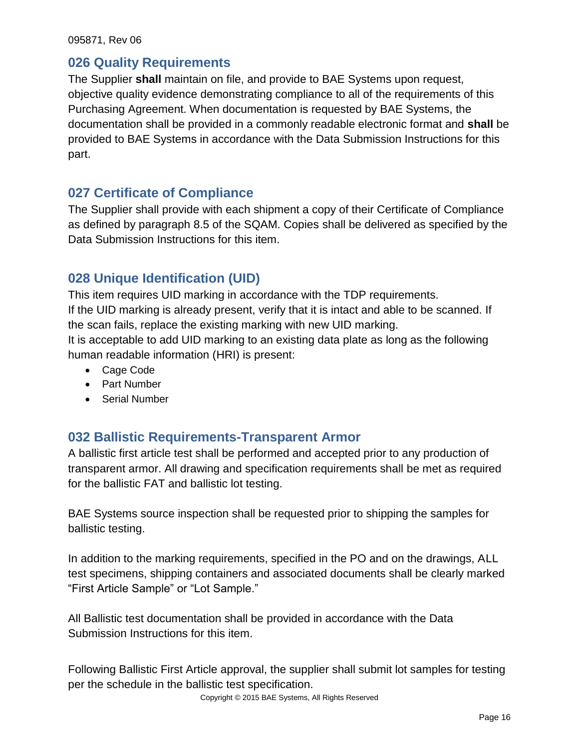## 026 Quality Requirements

The Supplier **shall** maintain on file, and provide to BAE Systems upon request, objective quality evidence demonstrating compliance to all of the requirements of this Purchasing Agreement. When documentation is requested by BAE Systems, the documentation shall be provided in a commonly readable electronic format and **shall** be provided to BAE Systems in accordance with the Data Submission Instructions for this part.

## 027 Certificate of Compliance

The Supplier shall provide with each shipment a copy of their Certificate of Compliance as defined by paragraph 8.5 of the SQAM. Copies shall be delivered as specified by the Data Submission Instructions for this item.

## 028 Unique Identification (UID)

This item requires UID marking in accordance with the TDP requirements.
If the UID marking is already present, verify that it is intact and able to be scanned. If the scan fails, replace the existing marking with new UID marking.
It is acceptable to add UID marking to an existing data plate as long as the following human readable information (HRI) is present:

- Cage Code
- Part Number
- Serial Number

## 032 Ballistic Requirements-Transparent Armor

A ballistic first article test shall be performed and accepted prior to any production of transparent armor. All drawing and specification requirements shall be met as required for the ballistic FAT and ballistic lot testing.

BAE Systems source inspection shall be requested prior to shipping the samples for ballistic testing.

In addition to the marking requirements, specified in the PO and on the drawings, ALL test specimens, shipping containers and associated documents shall be clearly marked "First Article Sample" or "Lot Sample."

All Ballistic test documentation shall be provided in accordance with the Data Submission Instructions for this item.

Following Ballistic First Article approval, the supplier shall submit lot samples for testing per the schedule in the ballistic test specification.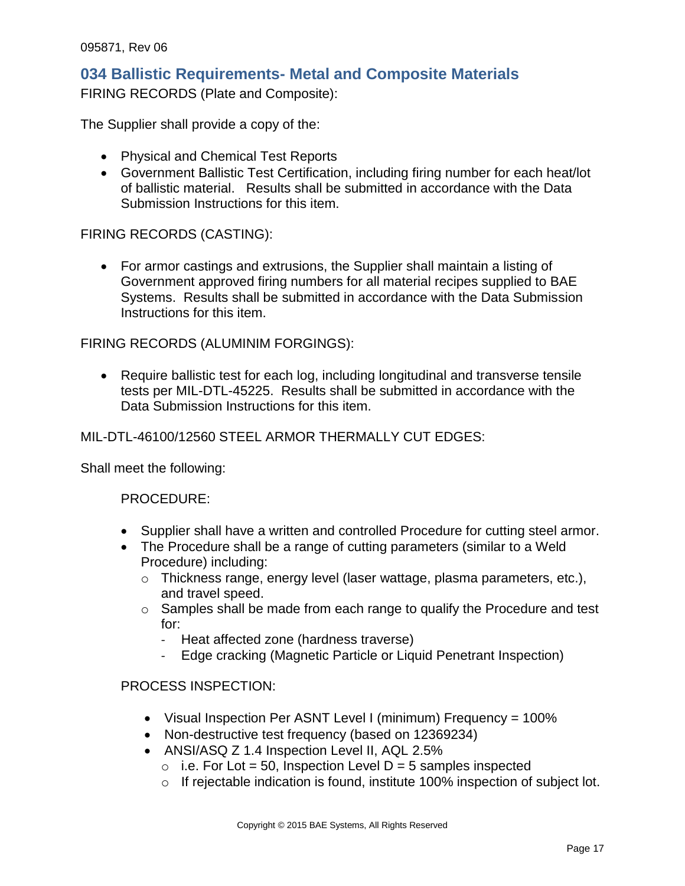## 034 Ballistic Requirements- Metal and Composite Materials

FIRING RECORDS (Plate and Composite):

The Supplier shall provide a copy of the:

- Physical and Chemical Test Reports
- Government Ballistic Test Certification, including firing number for each heat/lot of ballistic material. Results shall be submitted in accordance with the Data Submission Instructions for this item.

FIRING RECORDS (CASTING):

- For armor castings and extrusions, the Supplier shall maintain a listing of Government approved firing numbers for all material recipes supplied to BAE Systems. Results shall be submitted in accordance with the Data Submission Instructions for this item.

FIRING RECORDS (ALUMINIM FORGINGS):

- Require ballistic test for each log, including longitudinal and transverse tensile tests per MIL-DTL-45225. Results shall be submitted in accordance with the Data Submission Instructions for this item.

MIL-DTL-46100/12560 STEEL ARMOR THERMALLY CUT EDGES:

Shall meet the following:

PROCEDURE:

- Supplier shall have a written and controlled Procedure for cutting steel armor.
- The Procedure shall be a range of cutting parameters (similar to a Weld Procedure) including:
  - Thickness range, energy level (laser wattage, plasma parameters, etc.), and travel speed.
  - Samples shall be made from each range to qualify the Procedure and test for:
    - Heat affected zone (hardness traverse)
    - Edge cracking (Magnetic Particle or Liquid Penetrant Inspection)

PROCESS INSPECTION:

- Visual Inspection Per ASNT Level I (minimum) Frequency = 100%
- Non-destructive test frequency (based on 12369234)
- ANSI/ASQ Z 1.4 Inspection Level II, AQL 2.5%
  - i.e. For Lot = 50, Inspection Level D = 5 samples inspected
  - If rejectable indication is found, institute 100% inspection of subject lot.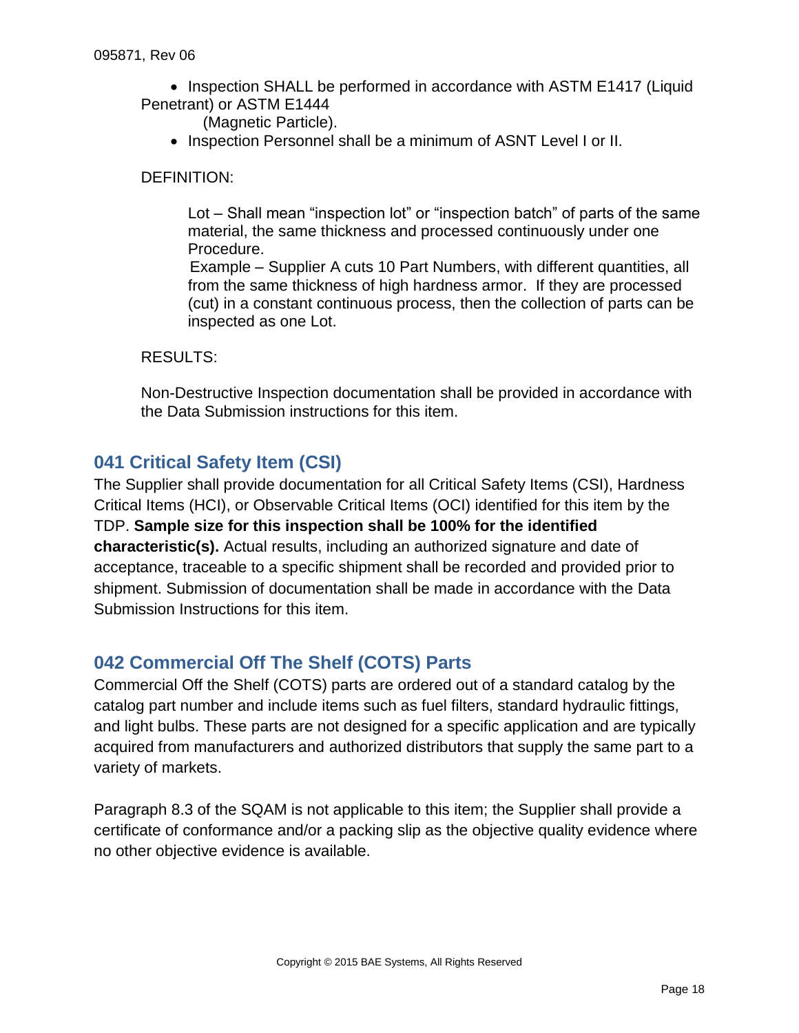- Inspection SHALL be performed in accordance with ASTM E1417 (Liquid Penetrant) or ASTM E1444 (Magnetic Particle).
- Inspection Personnel shall be a minimum of ASNT Level I or II.

DEFINITION:

Lot – Shall mean “inspection lot” or “inspection batch” of parts of the same material, the same thickness and processed continuously under one Procedure.
Example – Supplier A cuts 10 Part Numbers, with different quantities, all from the same thickness of high hardness armor. If they are processed (cut) in a constant continuous process, then the collection of parts can be inspected as one Lot.

RESULTS:

Non-Destructive Inspection documentation shall be provided in accordance with the Data Submission instructions for this item.

## 041 Critical Safety Item (CSI)

The Supplier shall provide documentation for all Critical Safety Items (CSI), Hardness Critical Items (HCI), or Observable Critical Items (OCI) identified for this item by the TDP. **Sample size for this inspection shall be 100% for the identified characteristic(s).** Actual results, including an authorized signature and date of acceptance, traceable to a specific shipment shall be recorded and provided prior to shipment. Submission of documentation shall be made in accordance with the Data Submission Instructions for this item.

## 042 Commercial Off The Shelf (COTS) Parts

Commercial Off the Shelf (COTS) parts are ordered out of a standard catalog by the catalog part number and include items such as fuel filters, standard hydraulic fittings, and light bulbs. These parts are not designed for a specific application and are typically acquired from manufacturers and authorized distributors that supply the same part to a variety of markets.

Paragraph 8.3 of the SQAM is not applicable to this item; the Supplier shall provide a certificate of conformance and/or a packing slip as the objective quality evidence where no other objective evidence is available.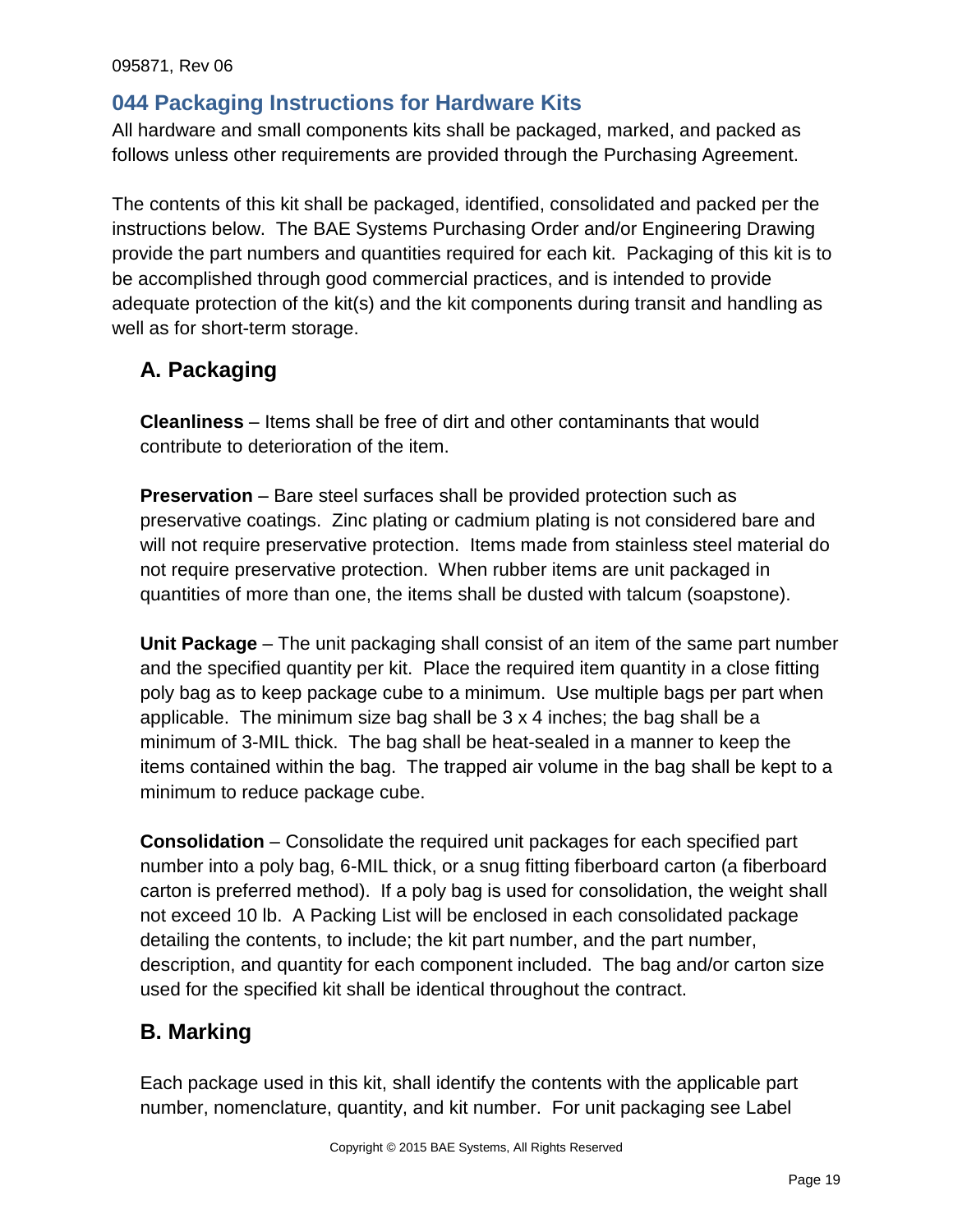## 044 Packaging Instructions for Hardware Kits

All hardware and small components kits shall be packaged, marked, and packed as follows unless other requirements are provided through the Purchasing Agreement.

The contents of this kit shall be packaged, identified, consolidated and packed per the instructions below. The BAE Systems Purchasing Order and/or Engineering Drawing provide the part numbers and quantities required for each kit. Packaging of this kit is to be accomplished through good commercial practices, and is intended to provide adequate protection of the kit(s) and the kit components during transit and handling as well as for short-term storage.

### A. Packaging

**Cleanliness** – Items shall be free of dirt and other contaminants that would contribute to deterioration of the item.

**Preservation** – Bare steel surfaces shall be provided protection such as preservative coatings. Zinc plating or cadmium plating is not considered bare and will not require preservative protection. Items made from stainless steel material do not require preservative protection. When rubber items are unit packaged in quantities of more than one, the items shall be dusted with talcum (soapstone).

**Unit Package** – The unit packaging shall consist of an item of the same part number and the specified quantity per kit. Place the required item quantity in a close fitting poly bag as to keep package cube to a minimum. Use multiple bags per part when applicable. The minimum size bag shall be 3 x 4 inches; the bag shall be a minimum of 3-MIL thick. The bag shall be heat-sealed in a manner to keep the items contained within the bag. The trapped air volume in the bag shall be kept to a minimum to reduce package cube.

**Consolidation** – Consolidate the required unit packages for each specified part number into a poly bag, 6-MIL thick, or a snug fitting fiberboard carton (a fiberboard carton is preferred method). If a poly bag is used for consolidation, the weight shall not exceed 10 lb. A Packing List will be enclosed in each consolidated package detailing the contents, to include; the kit part number, and the part number, description, and quantity for each component included. The bag and/or carton size used for the specified kit shall be identical throughout the contract.

### B. Marking

Each package used in this kit, shall identify the contents with the applicable part number, nomenclature, quantity, and kit number. For unit packaging see Label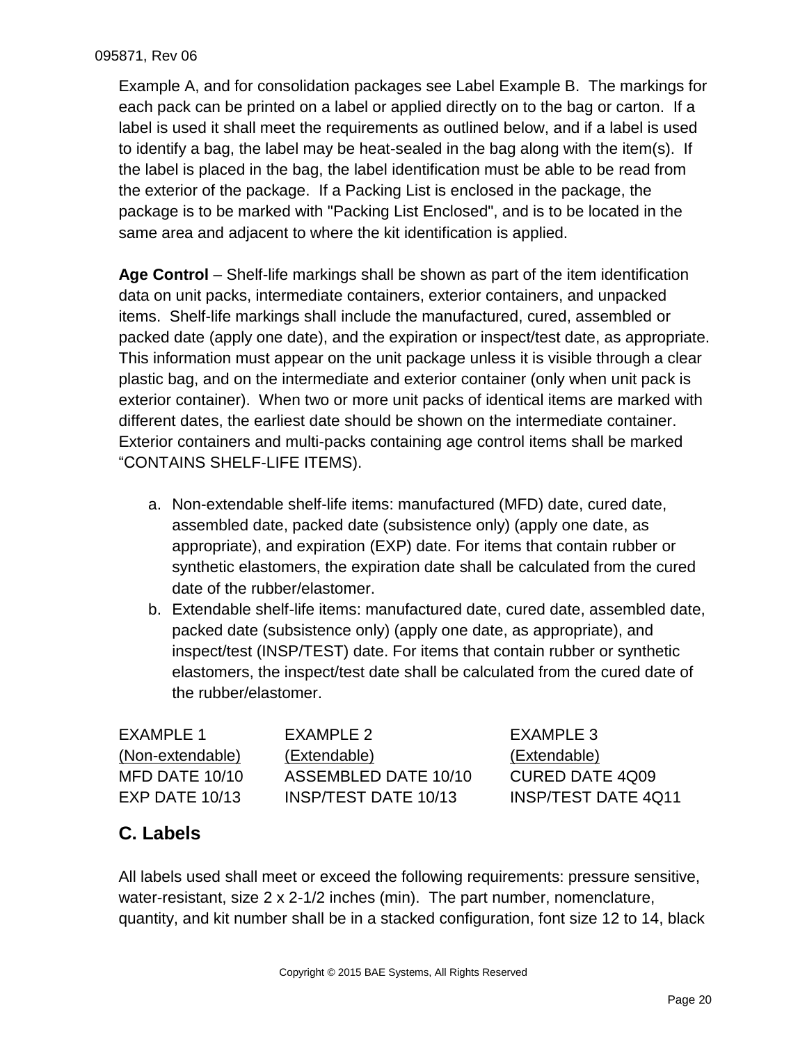Example A, and for consolidation packages see Label Example B. The markings for each pack can be printed on a label or applied directly on to the bag or carton. If a label is used it shall meet the requirements as outlined below, and if a label is used to identify a bag, the label may be heat-sealed in the bag along with the item(s). If the label is placed in the bag, the label identification must be able to be read from the exterior of the package. If a Packing List is enclosed in the package, the package is to be marked with "Packing List Enclosed", and is to be located in the same area and adjacent to where the kit identification is applied.

**Age Control** – Shelf-life markings shall be shown as part of the item identification data on unit packs, intermediate containers, exterior containers, and unpacked items. Shelf-life markings shall include the manufactured, cured, assembled or packed date (apply one date), and the expiration or inspect/test date, as appropriate. This information must appear on the unit package unless it is visible through a clear plastic bag, and on the intermediate and exterior container (only when unit pack is exterior container). When two or more unit packs of identical items are marked with different dates, the earliest date should be shown on the intermediate container. Exterior containers and multi-packs containing age control items shall be marked “CONTAINS SHELF-LIFE ITEMS).

a. Non-extendable shelf-life items: manufactured (MFD) date, cured date, assembled date, packed date (subsistence only) (apply one date, as appropriate), and expiration (EXP) date. For items that contain rubber or synthetic elastomers, the expiration date shall be calculated from the cured date of the rubber/elastomer.
b. Extendable shelf-life items: manufactured date, cured date, assembled date, packed date (subsistence only) (apply one date, as appropriate), and inspect/test (INSP/TEST) date. For items that contain rubber or synthetic elastomers, the inspect/test date shall be calculated from the cured date of the rubber/elastomer.

| EXAMPLE 1 | EXAMPLE 2 | EXAMPLE 3 |
|---|---|---|
| (Non-extendable) | (Extendable) | (Extendable) |
| MFD DATE 10/10 | ASSEMBLED DATE 10/10 | CURED DATE 4Q09 |
| EXP DATE 10/13 | INSP/TEST DATE 10/13 | INSP/TEST DATE 4Q11 |

## C. Labels

All labels used shall meet or exceed the following requirements: pressure sensitive, water-resistant, size 2 x 2-1/2 inches (min). The part number, nomenclature, quantity, and kit number shall be in a stacked configuration, font size 12 to 14, black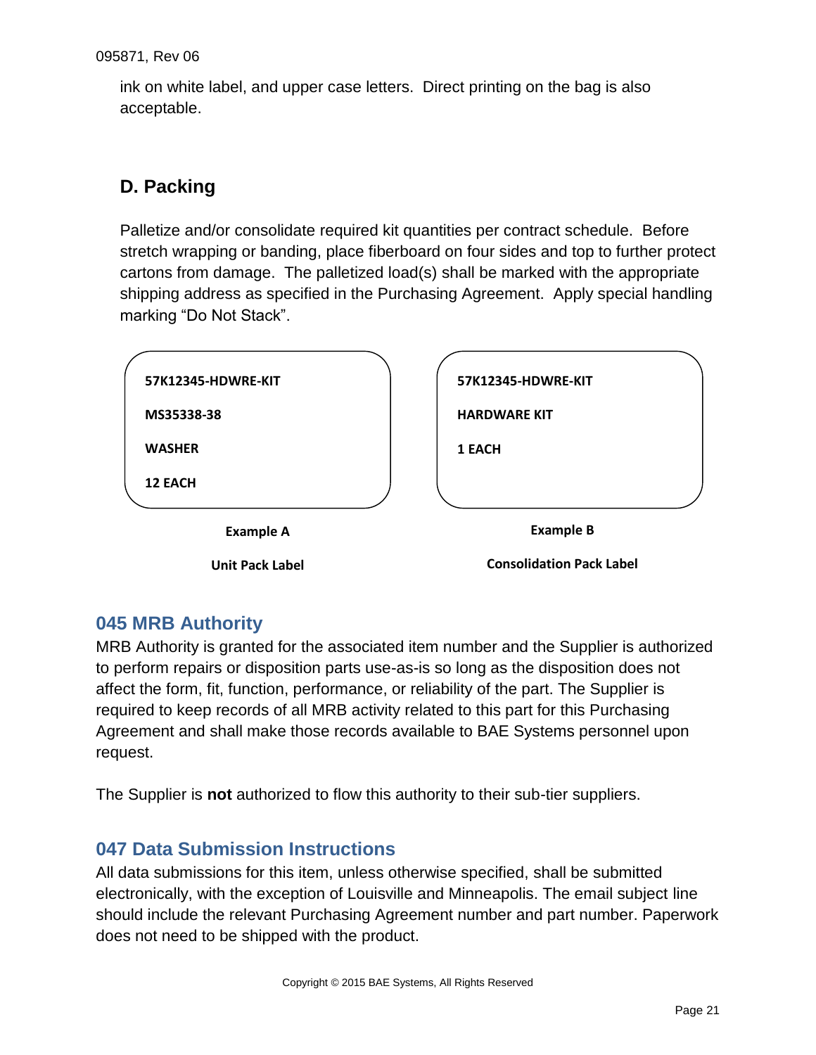ink on white label, and upper case letters. Direct printing on the bag is also acceptable.

### D. Packing

Palletize and/or consolidate required kit quantities per contract schedule. Before stretch wrapping or banding, place fiberboard on four sides and top to further protect cartons from damage. The palletized load(s) shall be marked with the appropriate shipping address as specified in the Purchasing Agreement. Apply special handling marking "Do Not Stack".

| Example A | Example B |
|---|---|
| **57K12345-HDWRE-KIT**<br>**MS35338-38**<br>**WASHER**<br>**12 EACH** | **57K12345-HDWRE-KIT**<br>**HARDWARE KIT**<br>**1 EACH** |

**Example A**

**Unit Pack Label**

**Example B**

**Consolidation Pack Label**

## 045 MRB Authority

MRB Authority is granted for the associated item number and the Supplier is authorized to perform repairs or disposition parts use-as-is so long as the disposition does not affect the form, fit, function, performance, or reliability of the part. The Supplier is required to keep records of all MRB activity related to this part for this Purchasing Agreement and shall make those records available to BAE Systems personnel upon request.

The Supplier is **not** authorized to flow this authority to their sub-tier suppliers.

## 047 Data Submission Instructions

All data submissions for this item, unless otherwise specified, shall be submitted electronically, with the exception of Louisville and Minneapolis. The email subject line should include the relevant Purchasing Agreement number and part number. Paperwork does not need to be shipped with the product.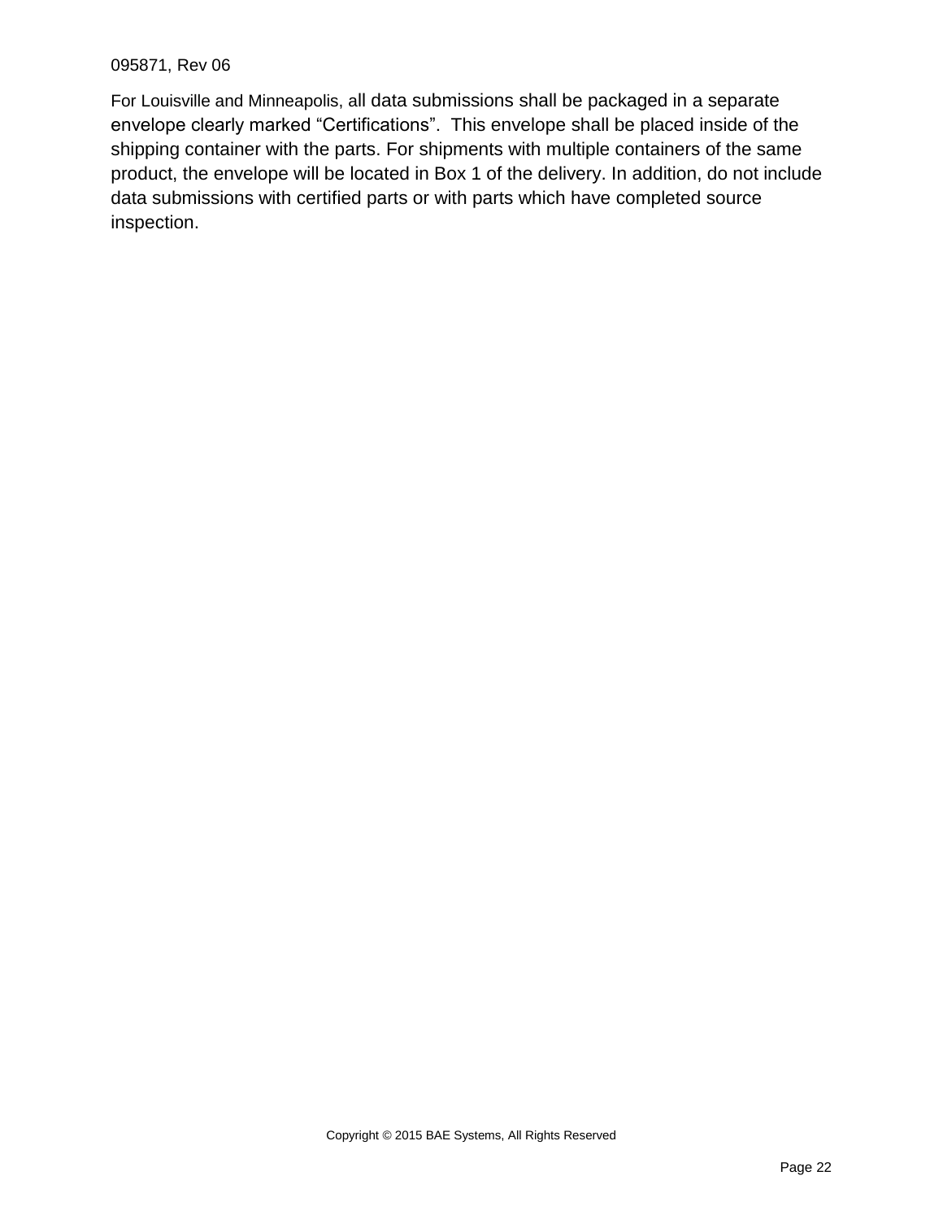For Louisville and Minneapolis, all data submissions shall be packaged in a separate envelope clearly marked “Certifications”. This envelope shall be placed inside of the shipping container with the parts. For shipments with multiple containers of the same product, the envelope will be located in Box 1 of the delivery. In addition, do not include data submissions with certified parts or with parts which have completed source inspection.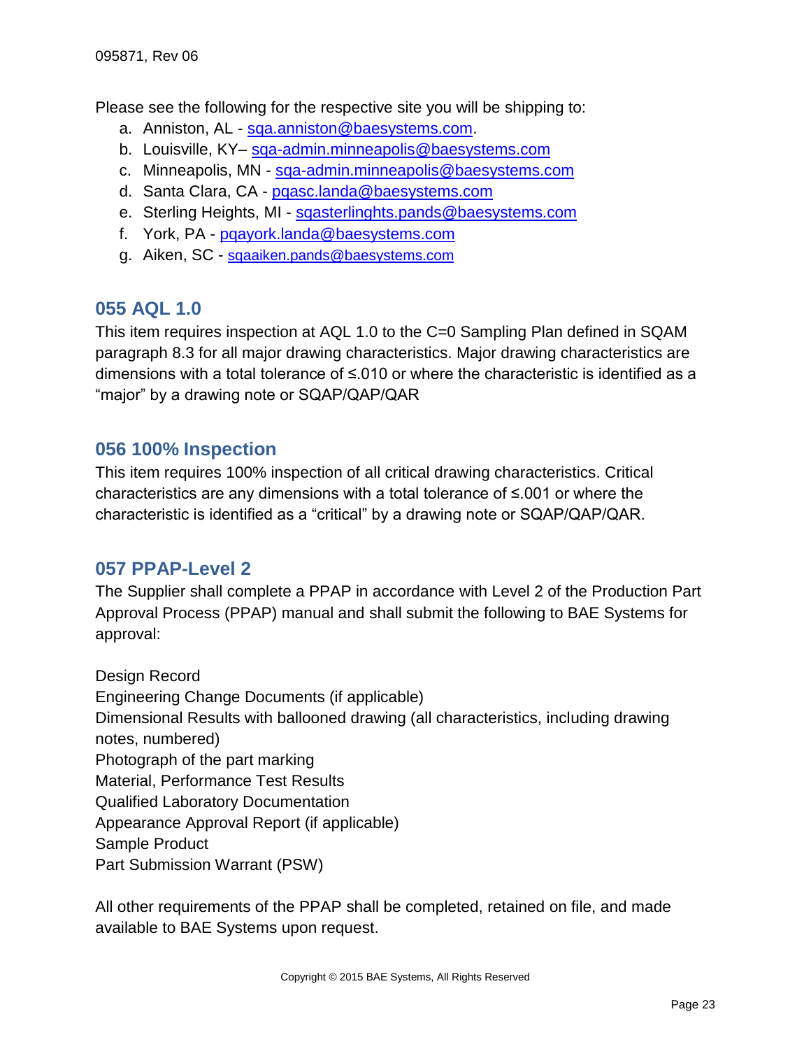Please see the following for the respective site you will be shipping to:

a. Anniston, AL - sqa.anniston@baesystems.com.
b. Louisville, KY– sqa-admin.minneapolis@baesystems.com
c. Minneapolis, MN - sqa-admin.minneapolis@baesystems.com
d. Santa Clara, CA - pqasc.landa@baesystems.com
e. Sterling Heights, MI - sqasterlinghts.pands@baesystems.com
f. York, PA - pqayork.landa@baesystems.com
g. Aiken, SC - sqaaiken.pands@baesystems.com

## 055 AQL 1.0

This item requires inspection at AQL 1.0 to the C=0 Sampling Plan defined in SQAM paragraph 8.3 for all major drawing characteristics. Major drawing characteristics are dimensions with a total tolerance of ≤.010 or where the characteristic is identified as a “major” by a drawing note or SQAP/QAP/QAR

## 056 100% Inspection

This item requires 100% inspection of all critical drawing characteristics. Critical characteristics are any dimensions with a total tolerance of ≤.001 or where the characteristic is identified as a “critical” by a drawing note or SQAP/QAP/QAR.

## 057 PPAP-Level 2

The Supplier shall complete a PPAP in accordance with Level 2 of the Production Part Approval Process (PPAP) manual and shall submit the following to BAE Systems for approval:

Design Record
Engineering Change Documents (if applicable)
Dimensional Results with ballooned drawing (all characteristics, including drawing notes, numbered)
Photograph of the part marking
Material, Performance Test Results
Qualified Laboratory Documentation
Appearance Approval Report (if applicable)
Sample Product
Part Submission Warrant (PSW)

All other requirements of the PPAP shall be completed, retained on file, and made available to BAE Systems upon request.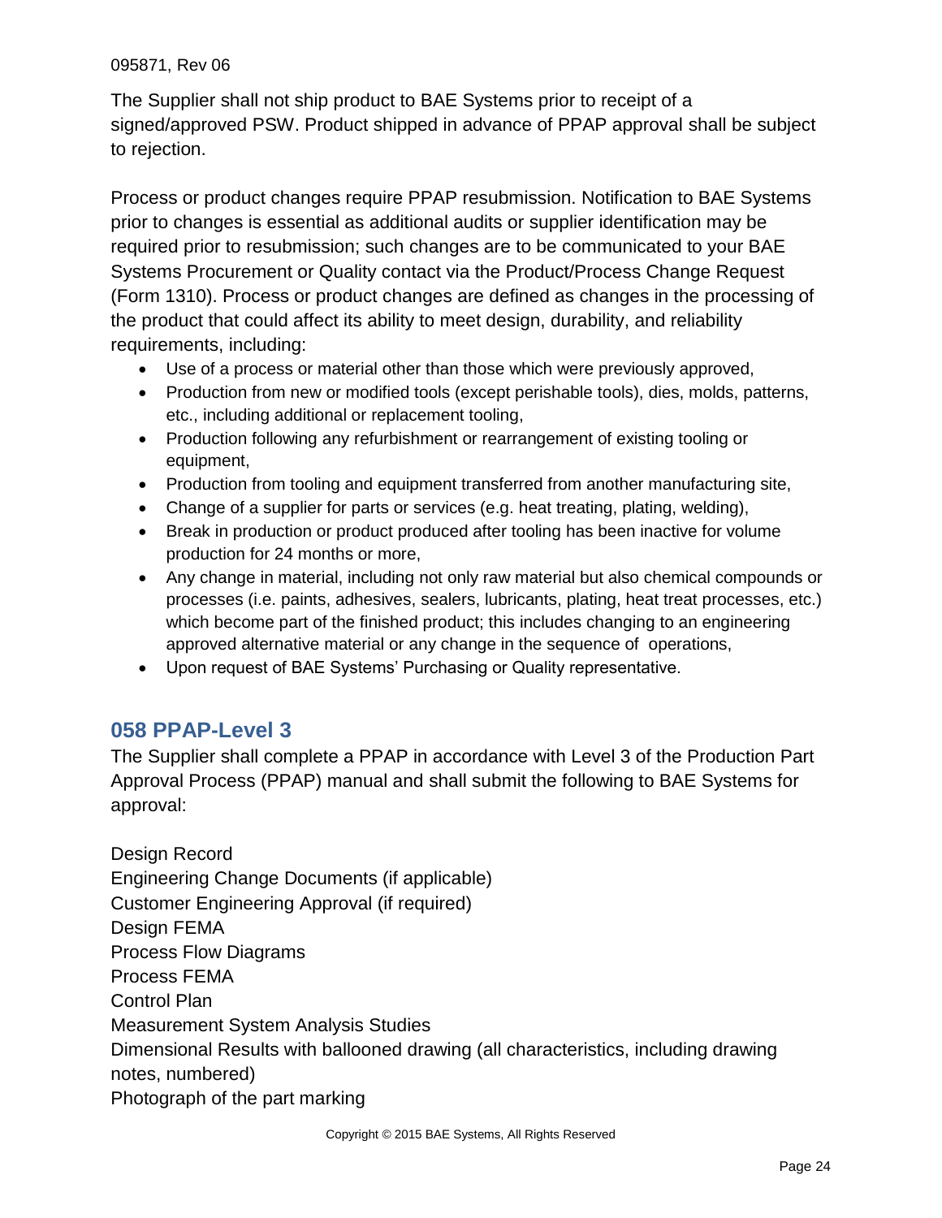The Supplier shall not ship product to BAE Systems prior to receipt of a signed/approved PSW. Product shipped in advance of PPAP approval shall be subject to rejection.

Process or product changes require PPAP resubmission. Notification to BAE Systems prior to changes is essential as additional audits or supplier identification may be required prior to resubmission; such changes are to be communicated to your BAE Systems Procurement or Quality contact via the Product/Process Change Request (Form 1310). Process or product changes are defined as changes in the processing of the product that could affect its ability to meet design, durability, and reliability requirements, including:

- Use of a process or material other than those which were previously approved,
- Production from new or modified tools (except perishable tools), dies, molds, patterns, etc., including additional or replacement tooling,
- Production following any refurbishment or rearrangement of existing tooling or equipment,
- Production from tooling and equipment transferred from another manufacturing site,
- Change of a supplier for parts or services (e.g. heat treating, plating, welding),
- Break in production or product produced after tooling has been inactive for volume production for 24 months or more,
- Any change in material, including not only raw material but also chemical compounds or processes (i.e. paints, adhesives, sealers, lubricants, plating, heat treat processes, etc.) which become part of the finished product; this includes changing to an engineering approved alternative material or any change in the sequence of operations,
- Upon request of BAE Systems' Purchasing or Quality representative.

## 058 PPAP-Level 3

The Supplier shall complete a PPAP in accordance with Level 3 of the Production Part Approval Process (PPAP) manual and shall submit the following to BAE Systems for approval:

Design Record
Engineering Change Documents (if applicable)
Customer Engineering Approval (if required)
Design FEMA
Process Flow Diagrams
Process FEMA
Control Plan
Measurement System Analysis Studies
Dimensional Results with ballooned drawing (all characteristics, including drawing notes, numbered)
Photograph of the part marking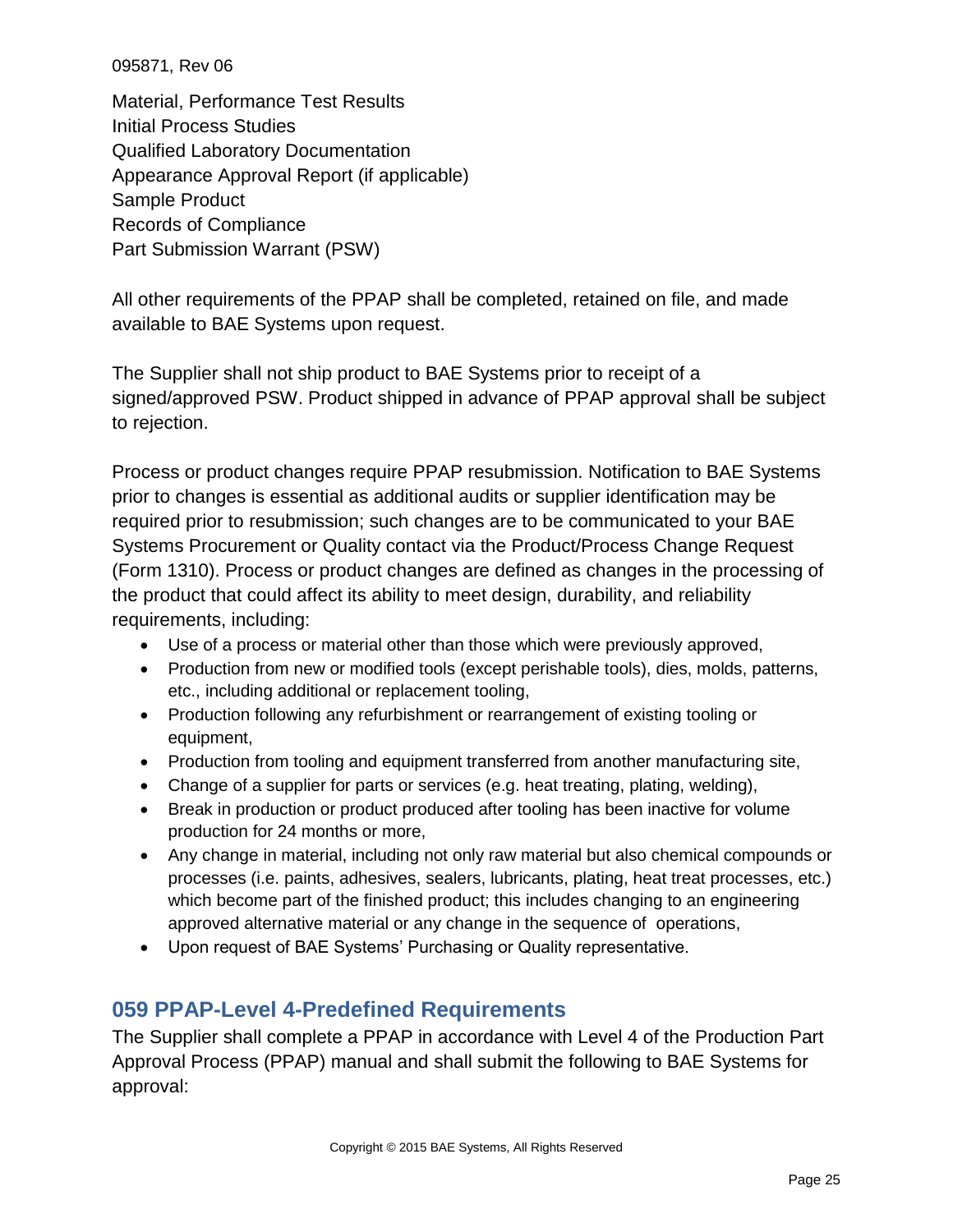Material, Performance Test Results
Initial Process Studies
Qualified Laboratory Documentation
Appearance Approval Report (if applicable)
Sample Product
Records of Compliance
Part Submission Warrant (PSW)

All other requirements of the PPAP shall be completed, retained on file, and made available to BAE Systems upon request.

The Supplier shall not ship product to BAE Systems prior to receipt of a signed/approved PSW. Product shipped in advance of PPAP approval shall be subject to rejection.

Process or product changes require PPAP resubmission. Notification to BAE Systems prior to changes is essential as additional audits or supplier identification may be required prior to resubmission; such changes are to be communicated to your BAE Systems Procurement or Quality contact via the Product/Process Change Request (Form 1310). Process or product changes are defined as changes in the processing of the product that could affect its ability to meet design, durability, and reliability requirements, including:

- Use of a process or material other than those which were previously approved,
- Production from new or modified tools (except perishable tools), dies, molds, patterns, etc., including additional or replacement tooling,
- Production following any refurbishment or rearrangement of existing tooling or equipment,
- Production from tooling and equipment transferred from another manufacturing site,
- Change of a supplier for parts or services (e.g. heat treating, plating, welding),
- Break in production or product produced after tooling has been inactive for volume production for 24 months or more,
- Any change in material, including not only raw material but also chemical compounds or processes (i.e. paints, adhesives, sealers, lubricants, plating, heat treat processes, etc.) which become part of the finished product; this includes changing to an engineering approved alternative material or any change in the sequence of operations,
- Upon request of BAE Systems' Purchasing or Quality representative.

## 059 PPAP-Level 4-Predefined Requirements

The Supplier shall complete a PPAP in accordance with Level 4 of the Production Part Approval Process (PPAP) manual and shall submit the following to BAE Systems for approval: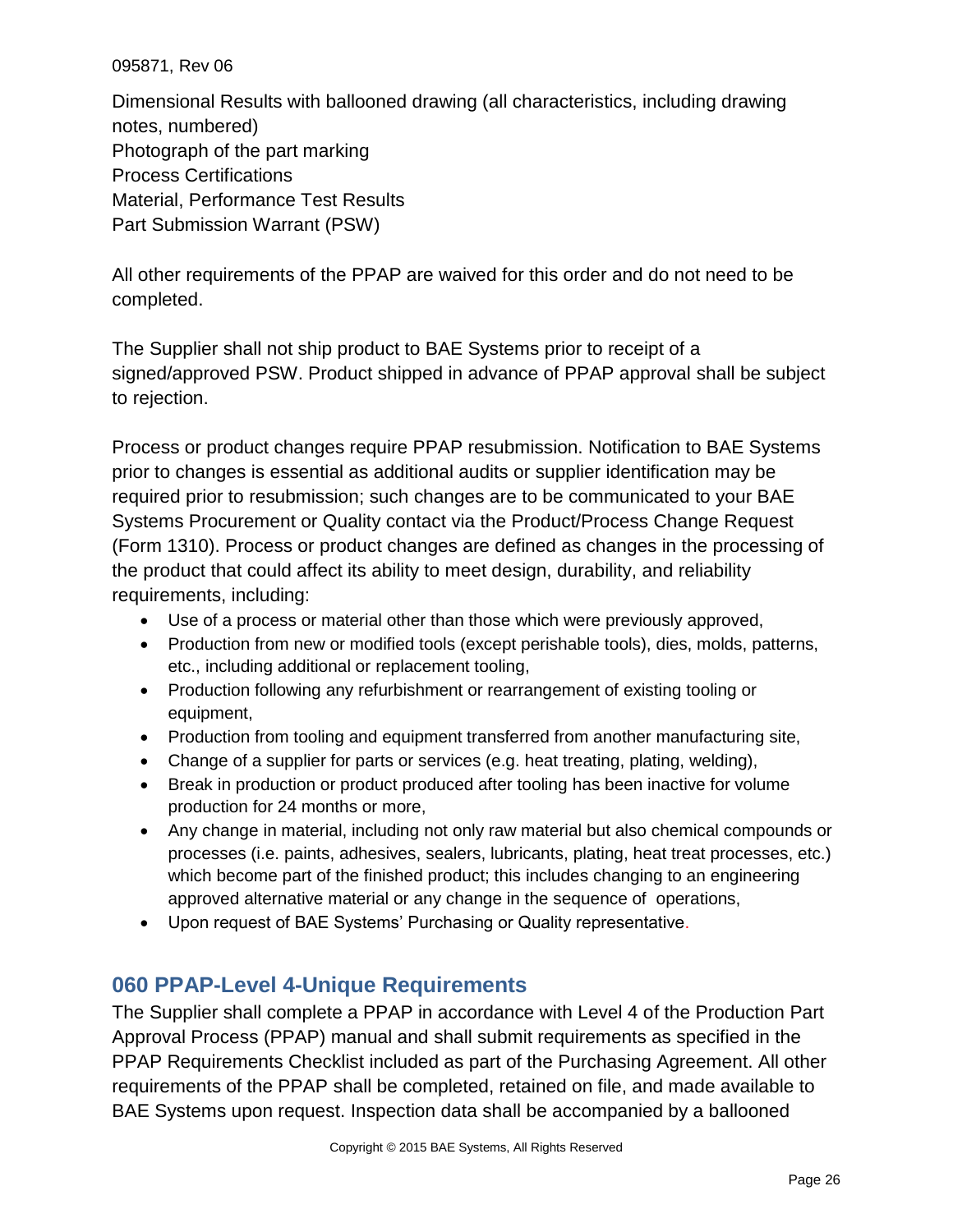Dimensional Results with ballooned drawing (all characteristics, including drawing notes, numbered)
Photograph of the part marking
Process Certifications
Material, Performance Test Results
Part Submission Warrant (PSW)

All other requirements of the PPAP are waived for this order and do not need to be completed.

The Supplier shall not ship product to BAE Systems prior to receipt of a signed/approved PSW. Product shipped in advance of PPAP approval shall be subject to rejection.

Process or product changes require PPAP resubmission. Notification to BAE Systems prior to changes is essential as additional audits or supplier identification may be required prior to resubmission; such changes are to be communicated to your BAE Systems Procurement or Quality contact via the Product/Process Change Request (Form 1310). Process or product changes are defined as changes in the processing of the product that could affect its ability to meet design, durability, and reliability requirements, including:

- Use of a process or material other than those which were previously approved,
- Production from new or modified tools (except perishable tools), dies, molds, patterns, etc., including additional or replacement tooling,
- Production following any refurbishment or rearrangement of existing tooling or equipment,
- Production from tooling and equipment transferred from another manufacturing site,
- Change of a supplier for parts or services (e.g. heat treating, plating, welding),
- Break in production or product produced after tooling has been inactive for volume production for 24 months or more,
- Any change in material, including not only raw material but also chemical compounds or processes (i.e. paints, adhesives, sealers, lubricants, plating, heat treat processes, etc.) which become part of the finished product; this includes changing to an engineering approved alternative material or any change in the sequence of operations,
- Upon request of BAE Systems' Purchasing or Quality representative.

## 060 PPAP-Level 4-Unique Requirements

The Supplier shall complete a PPAP in accordance with Level 4 of the Production Part Approval Process (PPAP) manual and shall submit requirements as specified in the PPAP Requirements Checklist included as part of the Purchasing Agreement. All other requirements of the PPAP shall be completed, retained on file, and made available to BAE Systems upon request. Inspection data shall be accompanied by a ballooned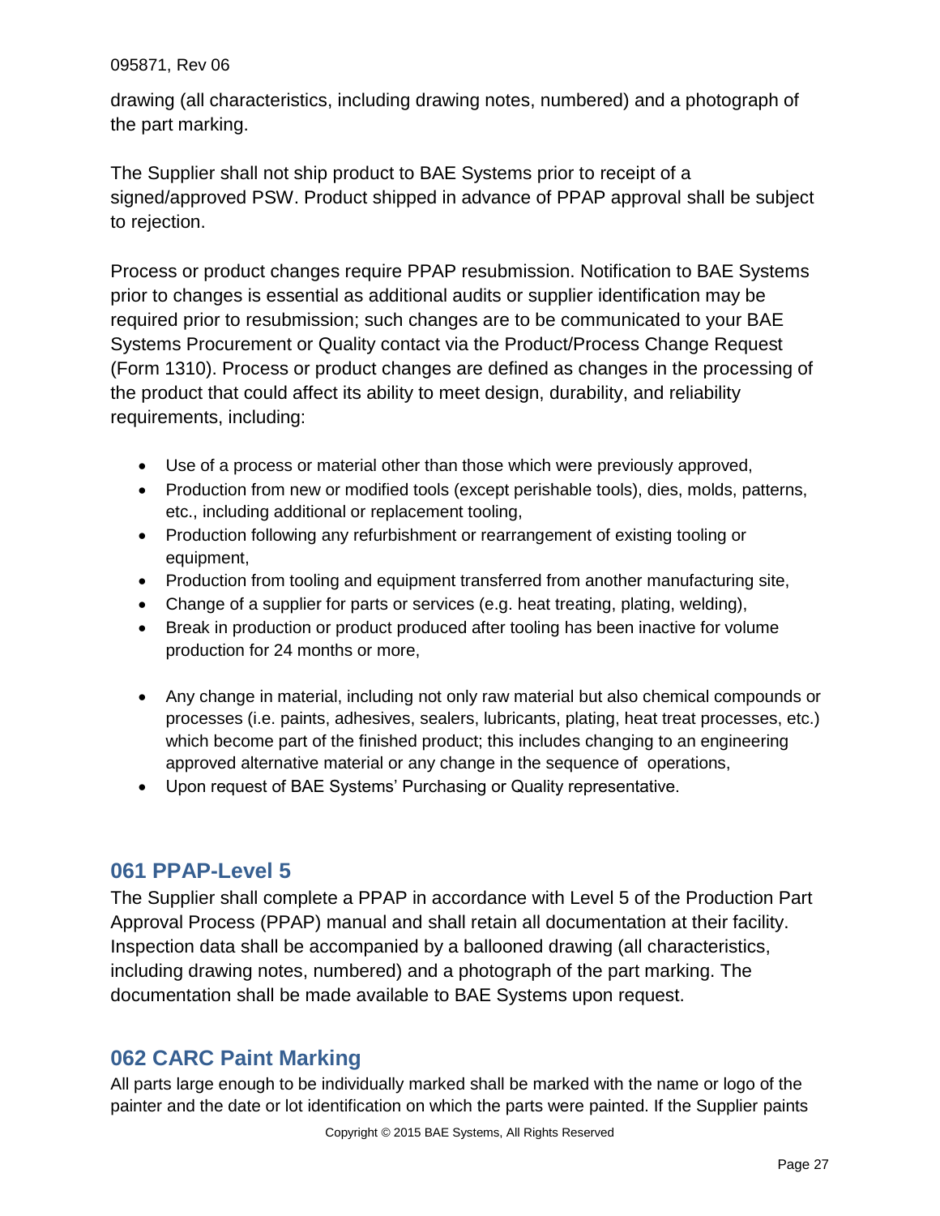drawing (all characteristics, including drawing notes, numbered) and a photograph of the part marking.

The Supplier shall not ship product to BAE Systems prior to receipt of a signed/approved PSW. Product shipped in advance of PPAP approval shall be subject to rejection.

Process or product changes require PPAP resubmission. Notification to BAE Systems prior to changes is essential as additional audits or supplier identification may be required prior to resubmission; such changes are to be communicated to your BAE Systems Procurement or Quality contact via the Product/Process Change Request (Form 1310). Process or product changes are defined as changes in the processing of the product that could affect its ability to meet design, durability, and reliability requirements, including:

- Use of a process or material other than those which were previously approved,
- Production from new or modified tools (except perishable tools), dies, molds, patterns, etc., including additional or replacement tooling,
- Production following any refurbishment or rearrangement of existing tooling or equipment,
- Production from tooling and equipment transferred from another manufacturing site,
- Change of a supplier for parts or services (e.g. heat treating, plating, welding),
- Break in production or product produced after tooling has been inactive for volume production for 24 months or more,
- Any change in material, including not only raw material but also chemical compounds or processes (i.e. paints, adhesives, sealers, lubricants, plating, heat treat processes, etc.) which become part of the finished product; this includes changing to an engineering approved alternative material or any change in the sequence of operations,
- Upon request of BAE Systems' Purchasing or Quality representative.

## 061 PPAP-Level 5

The Supplier shall complete a PPAP in accordance with Level 5 of the Production Part Approval Process (PPAP) manual and shall retain all documentation at their facility. Inspection data shall be accompanied by a ballooned drawing (all characteristics, including drawing notes, numbered) and a photograph of the part marking. The documentation shall be made available to BAE Systems upon request.

## 062 CARC Paint Marking

All parts large enough to be individually marked shall be marked with the name or logo of the painter and the date or lot identification on which the parts were painted. If the Supplier paints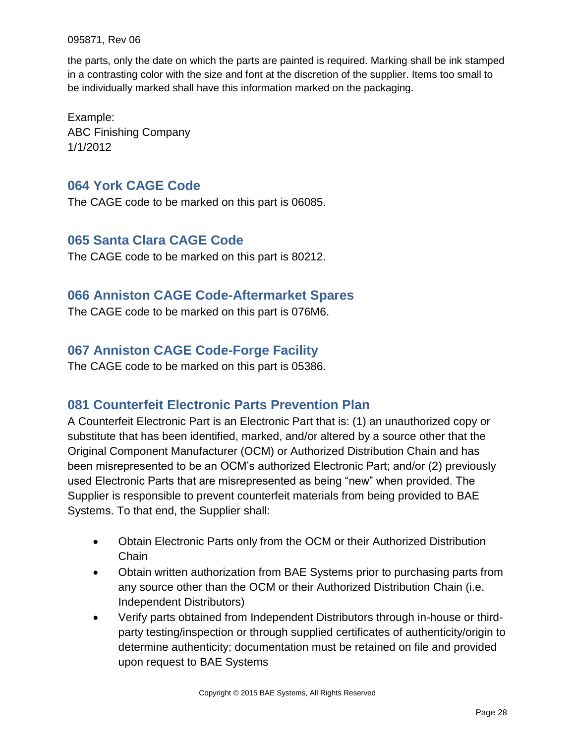the parts, only the date on which the parts are painted is required. Marking shall be ink stamped in a contrasting color with the size and font at the discretion of the supplier. Items too small to be individually marked shall have this information marked on the packaging.

Example:
ABC Finishing Company
1/1/2012

## 064 York CAGE Code

The CAGE code to be marked on this part is 06085.

## 065 Santa Clara CAGE Code

The CAGE code to be marked on this part is 80212.

## 066 Anniston CAGE Code-Aftermarket Spares

The CAGE code to be marked on this part is 076M6.

## 067 Anniston CAGE Code-Forge Facility

The CAGE code to be marked on this part is 05386.

## 081 Counterfeit Electronic Parts Prevention Plan

A Counterfeit Electronic Part is an Electronic Part that is: (1) an unauthorized copy or substitute that has been identified, marked, and/or altered by a source other that the Original Component Manufacturer (OCM) or Authorized Distribution Chain and has been misrepresented to be an OCM's authorized Electronic Part; and/or (2) previously used Electronic Parts that are misrepresented as being "new" when provided. The Supplier is responsible to prevent counterfeit materials from being provided to BAE Systems. To that end, the Supplier shall:

- Obtain Electronic Parts only from the OCM or their Authorized Distribution Chain
- Obtain written authorization from BAE Systems prior to purchasing parts from any source other than the OCM or their Authorized Distribution Chain (i.e. Independent Distributors)
- Verify parts obtained from Independent Distributors through in-house or third-party testing/inspection or through supplied certificates of authenticity/origin to determine authenticity; documentation must be retained on file and provided upon request to BAE Systems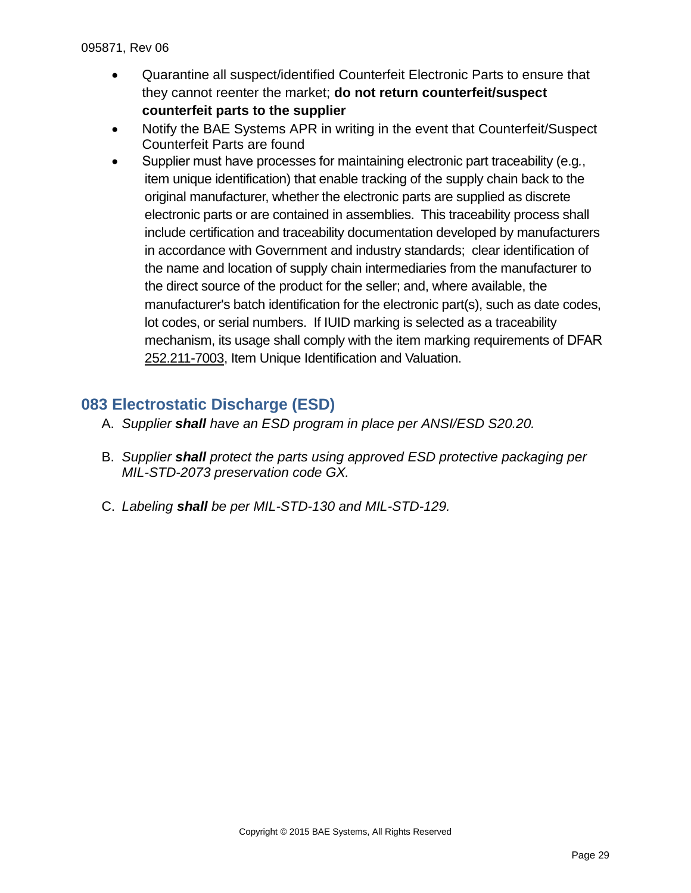- Quarantine all suspect/identified Counterfeit Electronic Parts to ensure that they cannot reenter the market; **do not return counterfeit/suspect counterfeit parts to the supplier**
- Notify the BAE Systems APR in writing in the event that Counterfeit/Suspect Counterfeit Parts are found
- Supplier must have processes for maintaining electronic part traceability (e.g., item unique identification) that enable tracking of the supply chain back to the original manufacturer, whether the electronic parts are supplied as discrete electronic parts or are contained in assemblies. This traceability process shall include certification and traceability documentation developed by manufacturers in accordance with Government and industry standards; clear identification of the name and location of supply chain intermediaries from the manufacturer to the direct source of the product for the seller; and, where available, the manufacturer's batch identification for the electronic part(s), such as date codes, lot codes, or serial numbers. If IUID marking is selected as a traceability mechanism, its usage shall comply with the item marking requirements of DFAR 252.211-7003, Item Unique Identification and Valuation.

## 083 Electrostatic Discharge (ESD)

A. *Supplier **shall** have an ESD program in place per ANSI/ESD S20.20.*

B. *Supplier **shall** protect the parts using approved ESD protective packaging per MIL-STD-2073 preservation code GX.*

C. *Labeling **shall** be per MIL-STD-130 and MIL-STD-129.*